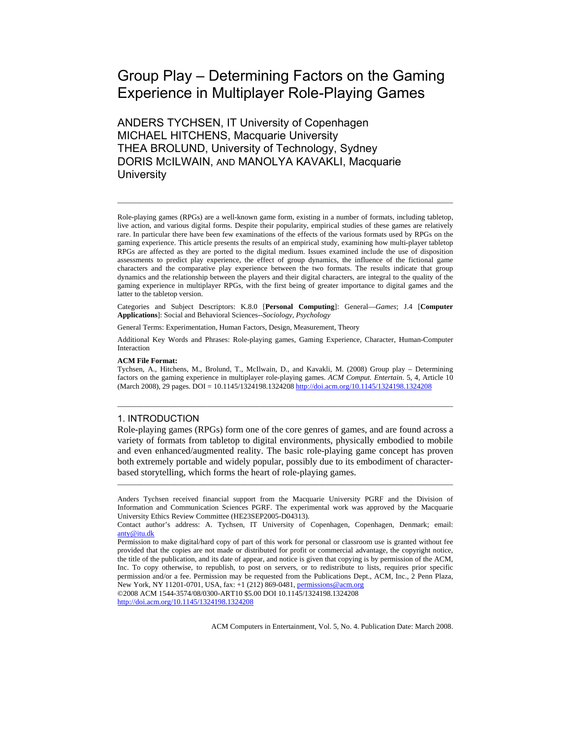# Group Play – Determining Factors on the Gaming Experience in Multiplayer Role-Playing Games

ANDERS TYCHSEN, IT University of Copenhagen
MICHAEL HITCHENS, Macquarie University
THEA BROLUND, University of Technology, Sydney
DORIS MCILWAIN, AND MANOLYA KAVAKLI, Macquarie University

---

Role-playing games (RPGs) are a well-known game form, existing in a number of formats, including tabletop, live action, and various digital forms. Despite their popularity, empirical studies of these games are relatively rare. In particular there have been few examinations of the effects of the various formats used by RPGs on the gaming experience. This article presents the results of an empirical study, examining how multi-player tabletop RPGs are affected as they are ported to the digital medium. Issues examined include the use of disposition assessments to predict play experience, the effect of group dynamics, the influence of the fictional game characters and the comparative play experience between the two formats. The results indicate that group dynamics and the relationship between the players and their digital characters, are integral to the quality of the gaming experience in multiplayer RPGs, with the first being of greater importance to digital games and the latter to the tabletop version.

Categories and Subject Descriptors: K.8.0 [**Personal Computing**]: General—*Games*; J.4 [**Computer Applications**]: Social and Behavioral Sciences--*Sociology, Psychology*

General Terms: Experimentation, Human Factors, Design, Measurement, Theory

Additional Key Words and Phrases: Role-playing games, Gaming Experience, Character, Human-Computer Interaction

**ACM File Format:**
Tychsen, A., Hitchens, M., Brolund, T., McIlwain, D., and Kavakli, M. (2008) Group play – Determining factors on the gaming experience in multiplayer role-playing games. *ACM Comput. Entertain.* 5, 4, Article 10 (March 2008), 29 pages. DOI = 10.1145/1324198.1324208 http://doi.acm.org/10.1145/1324198.1324208

---

## 1. INTRODUCTION

Role-playing games (RPGs) form one of the core genres of games, and are found across a variety of formats from tabletop to digital environments, physically embodied to mobile and even enhanced/augmented reality. The basic role-playing game concept has proven both extremely portable and widely popular, possibly due to its embodiment of character-based storytelling, which forms the heart of role-playing games.

---

Anders Tychsen received financial support from the Macquarie University PGRF and the Division of Information and Communication Sciences PGRF. The experimental work was approved by the Macquarie University Ethics Review Committee (HE23SEP2005-D04313).

Contact author's address: A. Tychsen, IT University of Copenhagen, Copenhagen, Denmark; email: anty@itu.dk

Permission to make digital/hard copy of part of this work for personal or classroom use is granted without fee provided that the copies are not made or distributed for profit or commercial advantage, the copyright notice, the title of the publication, and its date of appear, and notice is given that copying is by permission of the ACM, Inc. To copy otherwise, to republish, to post on servers, or to redistribute to lists, requires prior specific permission and/or a fee. Permission may be requested from the Publications Dept., ACM, Inc., 2 Penn Plaza, New York, NY 11201-0701, USA, fax: +1 (212) 869-0481, permissions@acm.org

©2008 ACM 1544-3574/08/0300-ART10 $5.00 DOI 10.1145/1324198.1324208 http://doi.acm.org/10.1145/1324198.1324208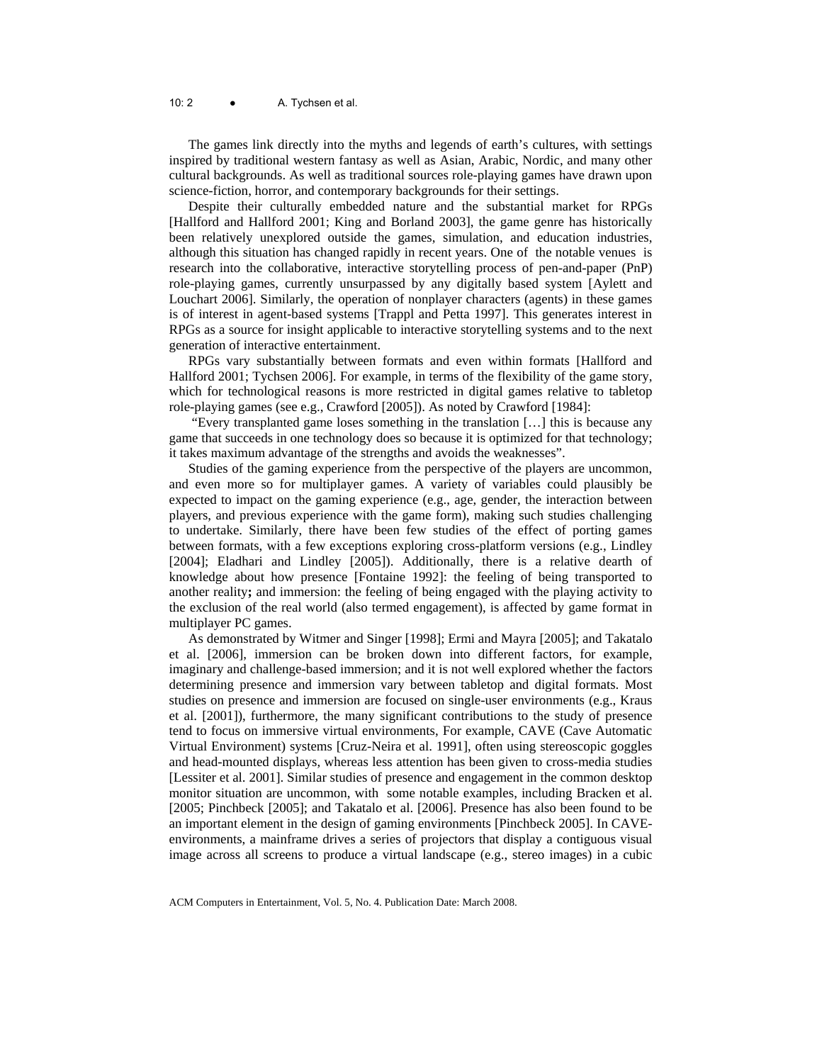The games link directly into the myths and legends of earth's cultures, with settings inspired by traditional western fantasy as well as Asian, Arabic, Nordic, and many other cultural backgrounds. As well as traditional sources role-playing games have drawn upon science-fiction, horror, and contemporary backgrounds for their settings.

Despite their culturally embedded nature and the substantial market for RPGs [Hallford and Hallford 2001; King and Borland 2003], the game genre has historically been relatively unexplored outside the games, simulation, and education industries, although this situation has changed rapidly in recent years. One of the notable venues is research into the collaborative, interactive storytelling process of pen-and-paper (PnP) role-playing games, currently unsurpassed by any digitally based system [Aylett and Louchart 2006]. Similarly, the operation of nonplayer characters (agents) in these games is of interest in agent-based systems [Trappl and Petta 1997]. This generates interest in RPGs as a source for insight applicable to interactive storytelling systems and to the next generation of interactive entertainment.

RPGs vary substantially between formats and even within formats [Hallford and Hallford 2001; Tychsen 2006]. For example, in terms of the flexibility of the game story, which for technological reasons is more restricted in digital games relative to tabletop role-playing games (see e.g., Crawford [2005]). As noted by Crawford [1984]:

"Every transplanted game loses something in the translation […] this is because any game that succeeds in one technology does so because it is optimized for that technology; it takes maximum advantage of the strengths and avoids the weaknesses".

Studies of the gaming experience from the perspective of the players are uncommon, and even more so for multiplayer games. A variety of variables could plausibly be expected to impact on the gaming experience (e.g., age, gender, the interaction between players, and previous experience with the game form), making such studies challenging to undertake. Similarly, there have been few studies of the effect of porting games between formats, with a few exceptions exploring cross-platform versions (e.g., Lindley [2004]; Eladhari and Lindley [2005]). Additionally, there is a relative dearth of knowledge about how presence [Fontaine 1992]: the feeling of being transported to another reality**;** and immersion: the feeling of being engaged with the playing activity to the exclusion of the real world (also termed engagement), is affected by game format in multiplayer PC games.

As demonstrated by Witmer and Singer [1998]; Ermi and Mayra [2005]; and Takatalo et al. [2006], immersion can be broken down into different factors, for example, imaginary and challenge-based immersion; and it is not well explored whether the factors determining presence and immersion vary between tabletop and digital formats. Most studies on presence and immersion are focused on single-user environments (e.g., Kraus et al. [2001]), furthermore, the many significant contributions to the study of presence tend to focus on immersive virtual environments, For example, CAVE (Cave Automatic Virtual Environment) systems [Cruz-Neira et al. 1991], often using stereoscopic goggles and head-mounted displays, whereas less attention has been given to cross-media studies [Lessiter et al. 2001]. Similar studies of presence and engagement in the common desktop monitor situation are uncommon, with some notable examples, including Bracken et al. [2005; Pinchbeck [2005]; and Takatalo et al. [2006]. Presence has also been found to be an important element in the design of gaming environments [Pinchbeck 2005]. In CAVE-environments, a mainframe drives a series of projectors that display a contiguous visual image across all screens to produce a virtual landscape (e.g., stereo images) in a cubic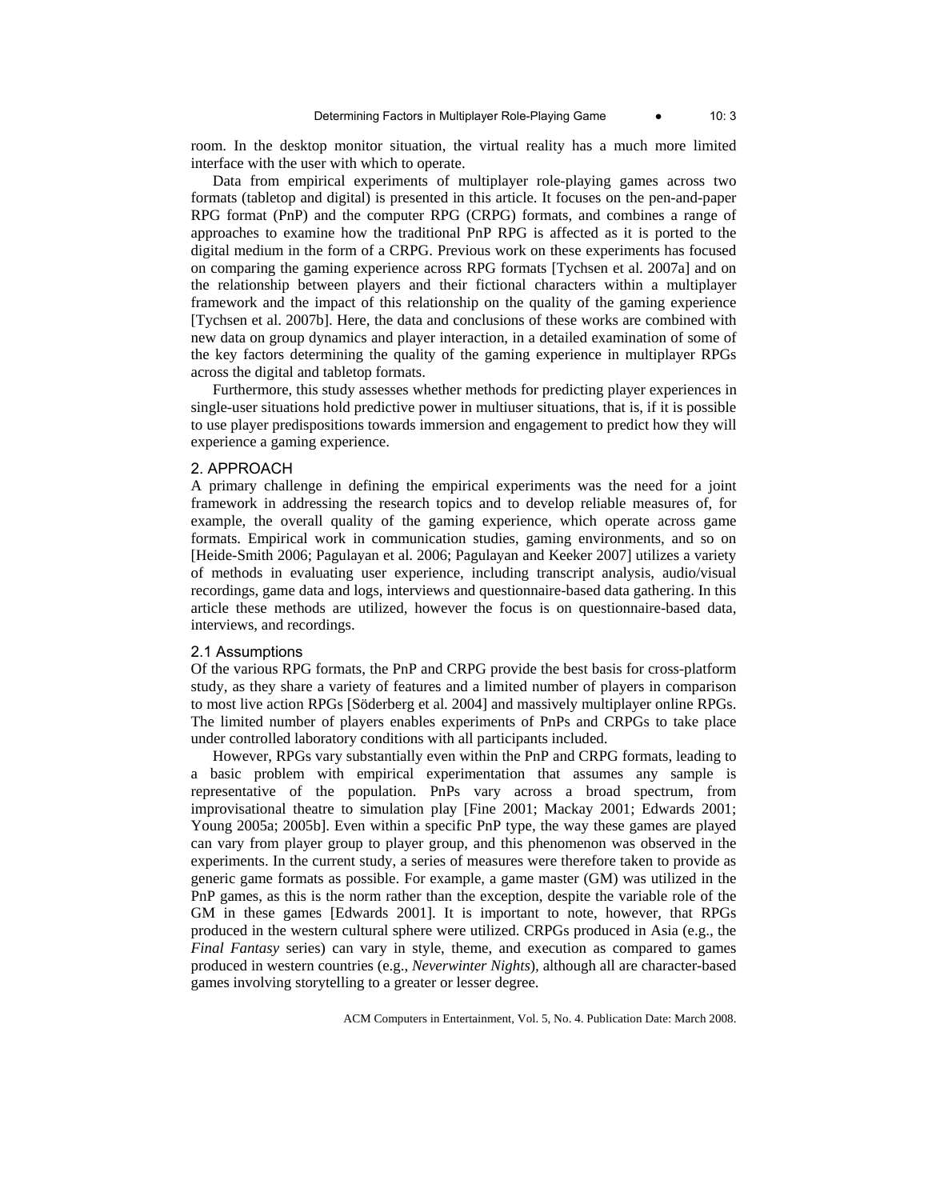room. In the desktop monitor situation, the virtual reality has a much more limited interface with the user with which to operate.

Data from empirical experiments of multiplayer role-playing games across two formats (tabletop and digital) is presented in this article. It focuses on the pen-and-paper RPG format (PnP) and the computer RPG (CRPG) formats, and combines a range of approaches to examine how the traditional PnP RPG is affected as it is ported to the digital medium in the form of a CRPG. Previous work on these experiments has focused on comparing the gaming experience across RPG formats [Tychsen et al. 2007a] and on the relationship between players and their fictional characters within a multiplayer framework and the impact of this relationship on the quality of the gaming experience [Tychsen et al. 2007b]. Here, the data and conclusions of these works are combined with new data on group dynamics and player interaction, in a detailed examination of some of the key factors determining the quality of the gaming experience in multiplayer RPGs across the digital and tabletop formats.

Furthermore, this study assesses whether methods for predicting player experiences in single-user situations hold predictive power in multiuser situations, that is, if it is possible to use player predispositions towards immersion and engagement to predict how they will experience a gaming experience.

## 2. APPROACH

A primary challenge in defining the empirical experiments was the need for a joint framework in addressing the research topics and to develop reliable measures of, for example, the overall quality of the gaming experience, which operate across game formats. Empirical work in communication studies, gaming environments, and so on [Heide-Smith 2006; Pagulayan et al. 2006; Pagulayan and Keeker 2007] utilizes a variety of methods in evaluating user experience, including transcript analysis, audio/visual recordings, game data and logs, interviews and questionnaire-based data gathering. In this article these methods are utilized, however the focus is on questionnaire-based data, interviews, and recordings.

### 2.1 Assumptions

Of the various RPG formats, the PnP and CRPG provide the best basis for cross-platform study, as they share a variety of features and a limited number of players in comparison to most live action RPGs [Söderberg et al. 2004] and massively multiplayer online RPGs. The limited number of players enables experiments of PnPs and CRPGs to take place under controlled laboratory conditions with all participants included.

However, RPGs vary substantially even within the PnP and CRPG formats, leading to a basic problem with empirical experimentation that assumes any sample is representative of the population. PnPs vary across a broad spectrum, from improvisational theatre to simulation play [Fine 2001; Mackay 2001; Edwards 2001; Young 2005a; 2005b]. Even within a specific PnP type, the way these games are played can vary from player group to player group, and this phenomenon was observed in the experiments. In the current study, a series of measures were therefore taken to provide as generic game formats as possible. For example, a game master (GM) was utilized in the PnP games, as this is the norm rather than the exception, despite the variable role of the GM in these games [Edwards 2001]. It is important to note, however, that RPGs produced in the western cultural sphere were utilized. CRPGs produced in Asia (e.g., the *Final Fantasy* series) can vary in style, theme, and execution as compared to games produced in western countries (e.g., *Neverwinter Nights*), although all are character-based games involving storytelling to a greater or lesser degree.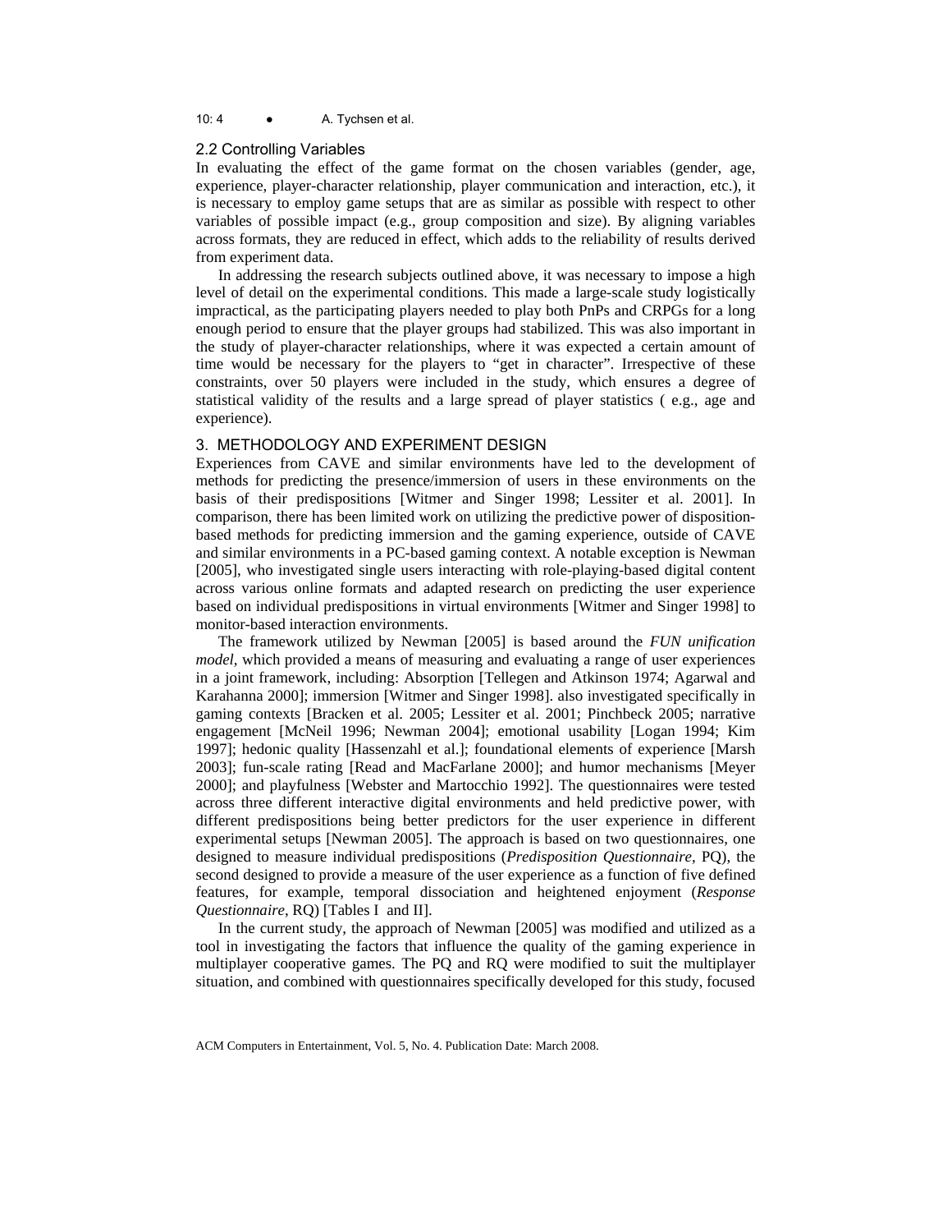## 2.2 Controlling Variables

In evaluating the effect of the game format on the chosen variables (gender, age, experience, player-character relationship, player communication and interaction, etc.), it is necessary to employ game setups that are as similar as possible with respect to other variables of possible impact (e.g., group composition and size). By aligning variables across formats, they are reduced in effect, which adds to the reliability of results derived from experiment data.

In addressing the research subjects outlined above, it was necessary to impose a high level of detail on the experimental conditions. This made a large-scale study logistically impractical, as the participating players needed to play both PnPs and CRPGs for a long enough period to ensure that the player groups had stabilized. This was also important in the study of player-character relationships, where it was expected a certain amount of time would be necessary for the players to "get in character". Irrespective of these constraints, over 50 players were included in the study, which ensures a degree of statistical validity of the results and a large spread of player statistics ( e.g., age and experience).

## 3. METHODOLOGY AND EXPERIMENT DESIGN

Experiences from CAVE and similar environments have led to the development of methods for predicting the presence/immersion of users in these environments on the basis of their predispositions [Witmer and Singer 1998; Lessiter et al. 2001]. In comparison, there has been limited work on utilizing the predictive power of disposition-based methods for predicting immersion and the gaming experience, outside of CAVE and similar environments in a PC-based gaming context. A notable exception is Newman [2005], who investigated single users interacting with role-playing-based digital content across various online formats and adapted research on predicting the user experience based on individual predispositions in virtual environments [Witmer and Singer 1998] to monitor-based interaction environments.

The framework utilized by Newman [2005] is based around the *FUN unification model*, which provided a means of measuring and evaluating a range of user experiences in a joint framework, including: Absorption [Tellegen and Atkinson 1974; Agarwal and Karahanna 2000]; immersion [Witmer and Singer 1998]. also investigated specifically in gaming contexts [Bracken et al. 2005; Lessiter et al. 2001; Pinchbeck 2005; narrative engagement [McNeil 1996; Newman 2004]; emotional usability [Logan 1994; Kim 1997]; hedonic quality [Hassenzahl et al.]; foundational elements of experience [Marsh 2003]; fun-scale rating [Read and MacFarlane 2000]; and humor mechanisms [Meyer 2000]; and playfulness [Webster and Martocchio 1992]. The questionnaires were tested across three different interactive digital environments and held predictive power, with different predispositions being better predictors for the user experience in different experimental setups [Newman 2005]. The approach is based on two questionnaires, one designed to measure individual predispositions (*Predisposition Questionnaire*, PQ), the second designed to provide a measure of the user experience as a function of five defined features, for example, temporal dissociation and heightened enjoyment (*Response Questionnaire*, RQ) [Tables I and II].

In the current study, the approach of Newman [2005] was modified and utilized as a tool in investigating the factors that influence the quality of the gaming experience in multiplayer cooperative games. The PQ and RQ were modified to suit the multiplayer situation, and combined with questionnaires specifically developed for this study, focused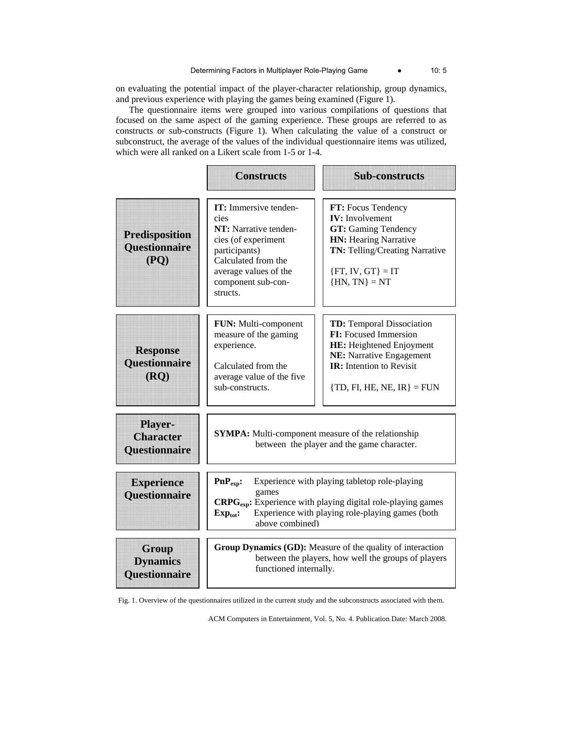on evaluating the potential impact of the player-character relationship, group dynamics, and previous experience with playing the games being examined (Figure 1).

The questionnaire items were grouped into various compilations of questions that focused on the same aspect of the gaming experience. These groups are referred to as constructs or sub-constructs (Figure 1). When calculating the value of a construct or subconstruct, the average of the values of the individual questionnaire items was utilized, which were all ranked on a Likert scale from 1-5 or 1-4.

| | Constructs | Sub-constructs |
|---|---|---|
| **Predisposition Questionnaire (PQ)** | **IT:** Immersive tendencies<br>**NT:** Narrative tendencies (of experiment participants)<br>Calculated from the average values of the component sub-constructs. | **FT:** Focus Tendency<br>**IV:** Involvement<br>**GT:** Gaming Tendency<br>**HN:** Hearing Narrative<br>**TN:** Telling/Creating Narrative<br><br>{FT, IV, GT} = IT<br>{HN, TN} = NT |
| **Response Questionnaire (RQ)** | **FUN:** Multi-component measure of the gaming experience.<br><br>Calculated from the average value of the five sub-constructs. | **TD:** Temporal Dissociation<br>**FI:** Focused Immersion<br>**HE:** Heightened Enjoyment<br>**NE:** Narrative Engagement<br>**IR:** Intention to Revisit<br><br>{TD, FI, HE, NE, IR} = FUN |
| **Player-Character Questionnaire** | **SYMPA:** Multi-component measure of the relationship between the player and the game character. | |
| **Experience Questionnaire** | **$PnP_{exp}$:** Experience with playing tabletop role-playing games<br>**$CRPG_{exp}$:** Experience with playing digital role-playing games<br>**$Exp_{tot}$:** Experience with playing role-playing games (both above combined) | |
| **Group Dynamics Questionnaire** | **Group Dynamics (GD):** Measure of the quality of interaction between the players, how well the groups of players functioned internally. | |

Fig. 1. Overview of the questionnaires utilized in the current study and the subconstructs associated with them.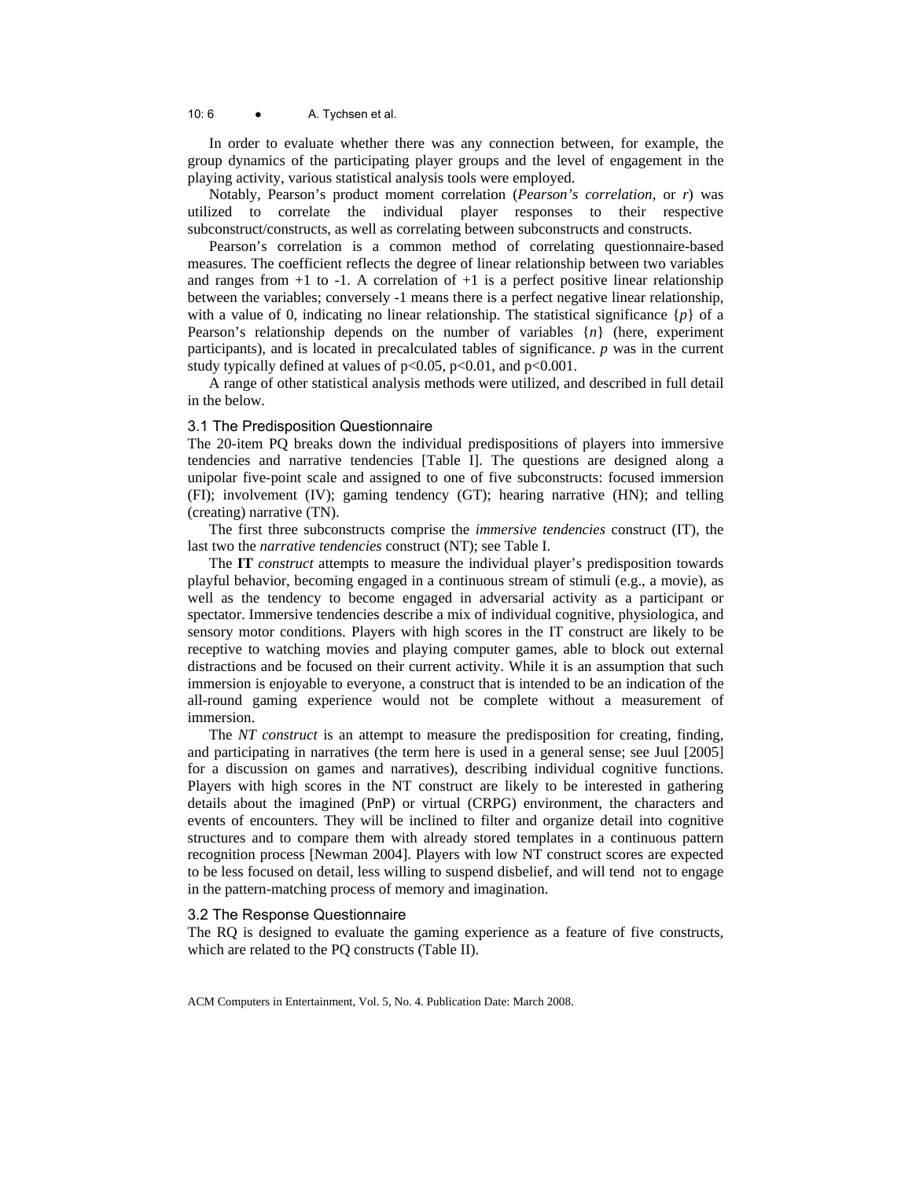In order to evaluate whether there was any connection between, for example, the group dynamics of the participating player groups and the level of engagement in the playing activity, various statistical analysis tools were employed.

Notably, Pearson's product moment correlation (*Pearson's correlation*, or *r*) was utilized to correlate the individual player responses to their respective subconstruct/constructs, as well as correlating between subconstructs and constructs.

Pearson's correlation is a common method of correlating questionnaire-based measures. The coefficient reflects the degree of linear relationship between two variables and ranges from +1 to -1. A correlation of +1 is a perfect positive linear relationship between the variables; conversely -1 means there is a perfect negative linear relationship, with a value of 0, indicating no linear relationship. The statistical significance {*p*} of a Pearson's relationship depends on the number of variables {*n*} (here, experiment participants), and is located in precalculated tables of significance. *p* was in the current study typically defined at values of $p<0.05$, $p<0.01$, and $p<0.001$.

A range of other statistical analysis methods were utilized, and described in full detail in the below.

### 3.1 The Predisposition Questionnaire

The 20-item PQ breaks down the individual predispositions of players into immersive tendencies and narrative tendencies [Table I]. The questions are designed along a unipolar five-point scale and assigned to one of five subconstructs: focused immersion (FI); involvement (IV); gaming tendency (GT); hearing narrative (HN); and telling (creating) narrative (TN).

The first three subconstructs comprise the *immersive tendencies* construct (IT), the last two the *narrative tendencies* construct (NT); see Table I.

The **IT** *construct* attempts to measure the individual player's predisposition towards playful behavior, becoming engaged in a continuous stream of stimuli (e.g., a movie), as well as the tendency to become engaged in adversarial activity as a participant or spectator. Immersive tendencies describe a mix of individual cognitive, physiologica, and sensory motor conditions. Players with high scores in the IT construct are likely to be receptive to watching movies and playing computer games, able to block out external distractions and be focused on their current activity. While it is an assumption that such immersion is enjoyable to everyone, a construct that is intended to be an indication of the all-round gaming experience would not be complete without a measurement of immersion.

The *NT construct* is an attempt to measure the predisposition for creating, finding, and participating in narratives (the term here is used in a general sense; see Juul [2005] for a discussion on games and narratives), describing individual cognitive functions. Players with high scores in the NT construct are likely to be interested in gathering details about the imagined (PnP) or virtual (CRPG) environment, the characters and events of encounters. They will be inclined to filter and organize detail into cognitive structures and to compare them with already stored templates in a continuous pattern recognition process [Newman 2004]. Players with low NT construct scores are expected to be less focused on detail, less willing to suspend disbelief, and will tend not to engage in the pattern-matching process of memory and imagination.

### 3.2 The Response Questionnaire

The RQ is designed to evaluate the gaming experience as a feature of five constructs, which are related to the PQ constructs (Table II).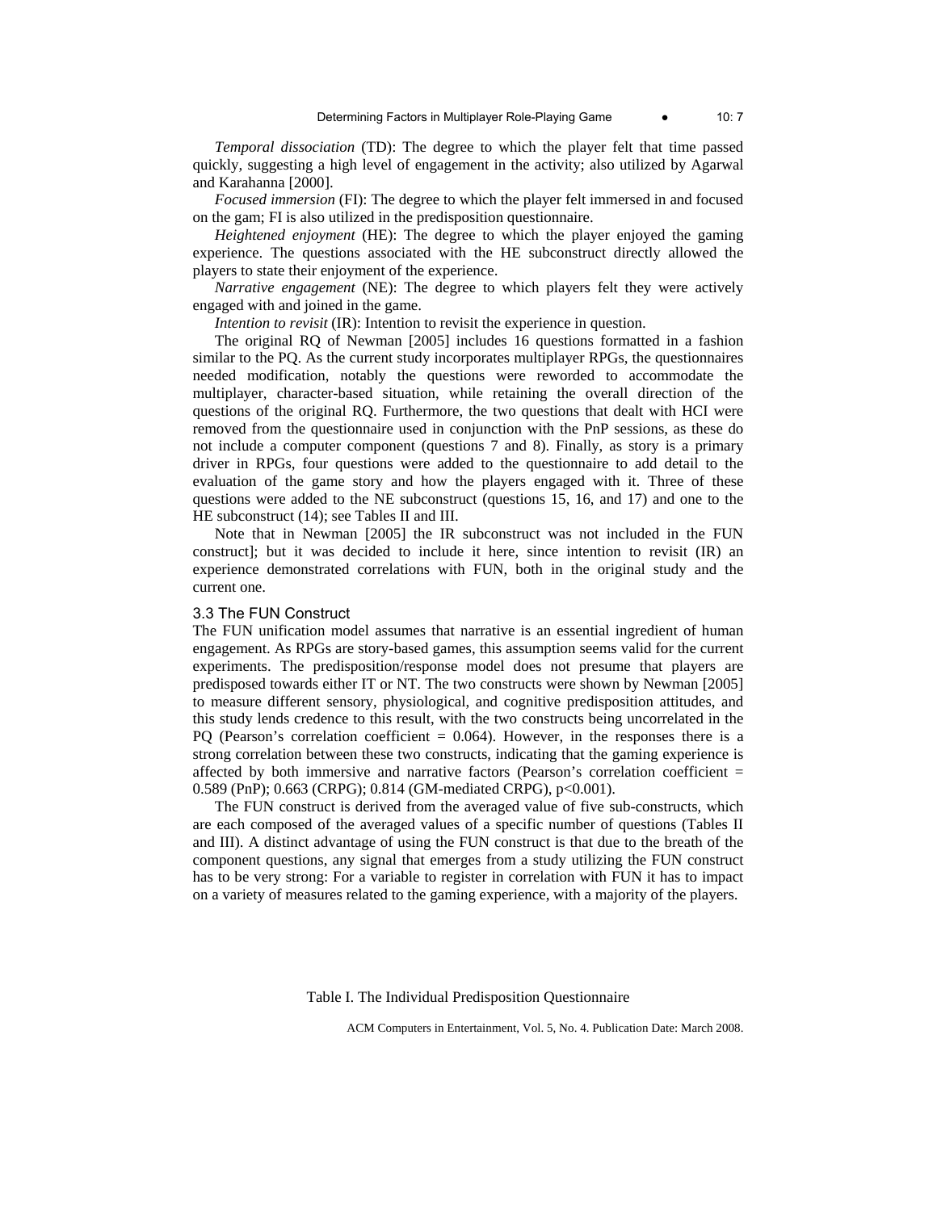*Temporal dissociation* (TD): The degree to which the player felt that time passed quickly, suggesting a high level of engagement in the activity; also utilized by Agarwal and Karahanna [2000].

*Focused immersion* (FI): The degree to which the player felt immersed in and focused on the gam; FI is also utilized in the predisposition questionnaire.

*Heightened enjoyment* (HE): The degree to which the player enjoyed the gaming experience. The questions associated with the HE subconstruct directly allowed the players to state their enjoyment of the experience.

*Narrative engagement* (NE): The degree to which players felt they were actively engaged with and joined in the game.

*Intention to revisit* (IR): Intention to revisit the experience in question.

The original RQ of Newman [2005] includes 16 questions formatted in a fashion similar to the PQ. As the current study incorporates multiplayer RPGs, the questionnaires needed modification, notably the questions were reworded to accommodate the multiplayer, character-based situation, while retaining the overall direction of the questions of the original RQ. Furthermore, the two questions that dealt with HCI were removed from the questionnaire used in conjunction with the PnP sessions, as these do not include a computer component (questions 7 and 8). Finally, as story is a primary driver in RPGs, four questions were added to the questionnaire to add detail to the evaluation of the game story and how the players engaged with it. Three of these questions were added to the NE subconstruct (questions 15, 16, and 17) and one to the HE subconstruct (14); see Tables II and III.

Note that in Newman [2005] the IR subconstruct was not included in the FUN construct]; but it was decided to include it here, since intention to revisit (IR) an experience demonstrated correlations with FUN, both in the original study and the current one.

### 3.3 The FUN Construct

The FUN unification model assumes that narrative is an essential ingredient of human engagement. As RPGs are story-based games, this assumption seems valid for the current experiments. The predisposition/response model does not presume that players are predisposed towards either IT or NT. The two constructs were shown by Newman [2005] to measure different sensory, physiological, and cognitive predisposition attitudes, and this study lends credence to this result, with the two constructs being uncorrelated in the PQ (Pearson's correlation coefficient = 0.064). However, in the responses there is a strong correlation between these two constructs, indicating that the gaming experience is affected by both immersive and narrative factors (Pearson's correlation coefficient = 0.589 (PnP); 0.663 (CRPG); 0.814 (GM-mediated CRPG), $p<0.001$).

The FUN construct is derived from the averaged value of five sub-constructs, which are each composed of the averaged values of a specific number of questions (Tables II and III). A distinct advantage of using the FUN construct is that due to the breath of the component questions, any signal that emerges from a study utilizing the FUN construct has to be very strong: For a variable to register in correlation with FUN it has to impact on a variety of measures related to the gaming experience, with a majority of the players.

Table I. The Individual Predisposition Questionnaire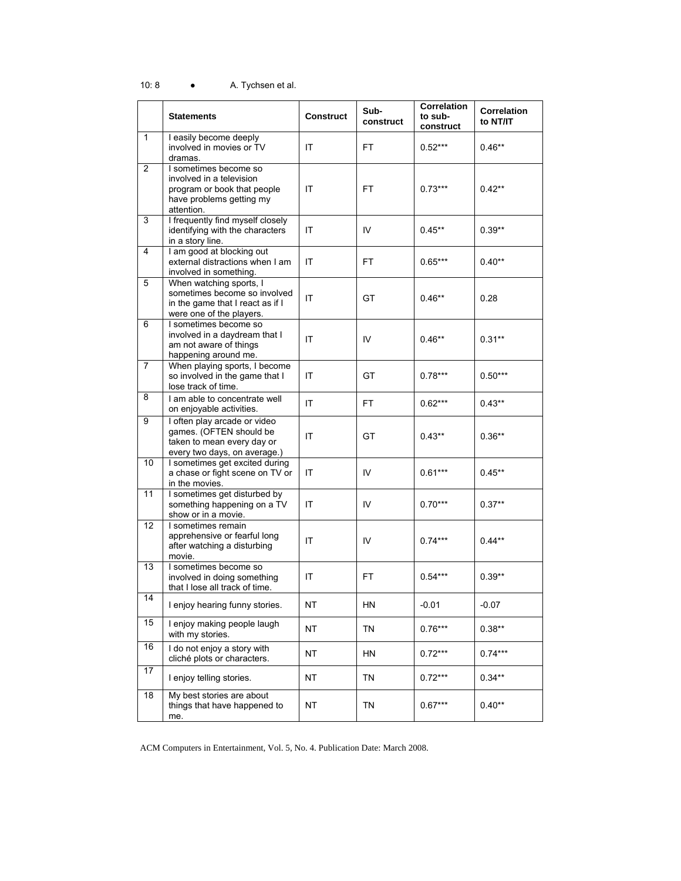|  | Statements | Construct | Sub-construct | Correlation to sub-construct | Correlation to NT/IT |
|---|---|---|---|---|---|
| 1 | I easily become deeply involved in movies or TV dramas. | IT | FT | 0.52*** | 0.46** |
| 2 | I sometimes become so involved in a television program or book that people have problems getting my attention. | IT | FT | 0.73*** | 0.42** |
| 3 | I frequently find myself closely identifying with the characters in a story line. | IT | IV | 0.45** | 0.39** |
| 4 | I am good at blocking out external distractions when I am involved in something. | IT | FT | 0.65*** | 0.40** |
| 5 | When watching sports, I sometimes become so involved in the game that I react as if I were one of the players. | IT | GT | 0.46** | 0.28 |
| 6 | I sometimes become so involved in a daydream that I am not aware of things happening around me. | IT | IV | 0.46** | 0.31** |
| 7 | When playing sports, I become so involved in the game that I lose track of time. | IT | GT | 0.78*** | 0.50*** |
| 8 | I am able to concentrate well on enjoyable activities. | IT | FT | 0.62*** | 0.43** |
| 9 | I often play arcade or video games. (OFTEN should be taken to mean every day or every two days, on average.) | IT | GT | 0.43** | 0.36** |
| 10 | I sometimes get excited during a chase or fight scene on TV or in the movies. | IT | IV | 0.61*** | 0.45** |
| 11 | I sometimes get disturbed by something happening on a TV show or in a movie. | IT | IV | 0.70*** | 0.37** |
| 12 | I sometimes remain apprehensive or fearful long after watching a disturbing movie. | IT | IV | 0.74*** | 0.44** |
| 13 | I sometimes become so involved in doing something that I lose all track of time. | IT | FT | 0.54*** | 0.39** |
| 14 | I enjoy hearing funny stories. | NT | HN | -0.01 | -0.07 |
| 15 | I enjoy making people laugh with my stories. | NT | TN | 0.76*** | 0.38** |
| 16 | I do not enjoy a story with cliché plots or characters. | NT | HN | 0.72*** | 0.74*** |
| 17 | I enjoy telling stories. | NT | TN | 0.72*** | 0.34** |
| 18 | My best stories are about things that have happened to me. | NT | TN | 0.67*** | 0.40** |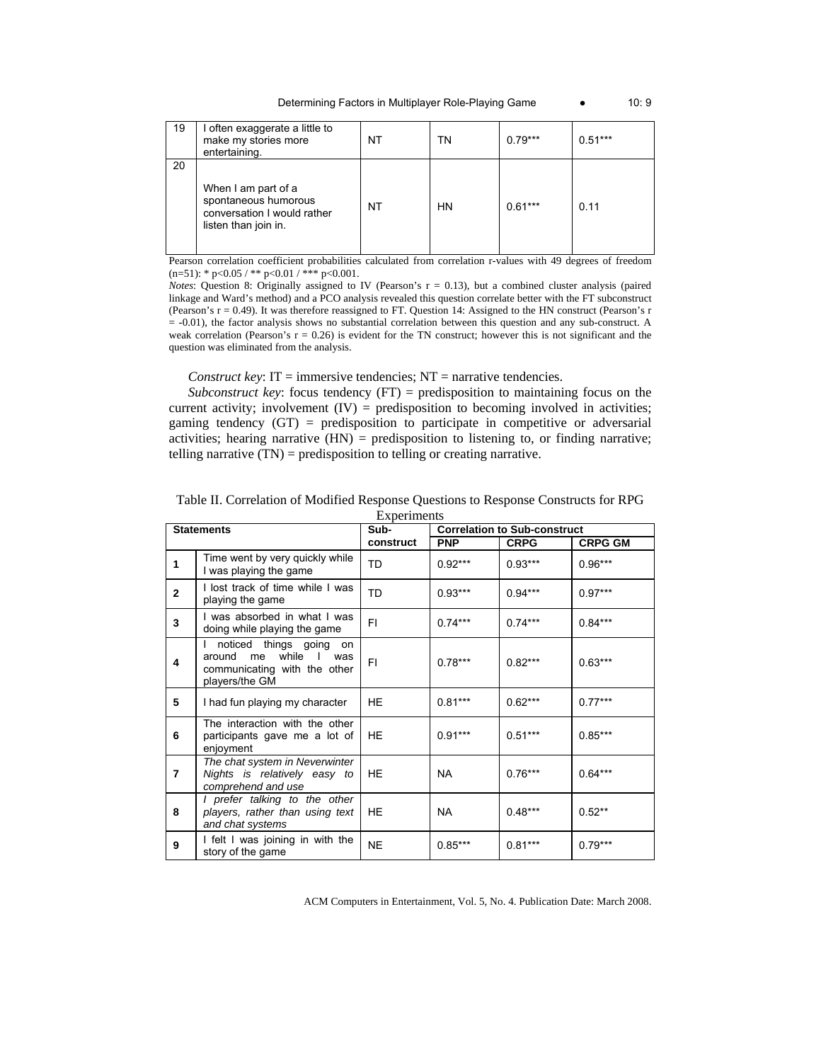| 19 | I often exaggerate a little to make my stories more entertaining. | NT | TN | 0.79*** | 0.51*** |
|---|---|---|---|---|---|
| 20 | When I am part of a spontaneous humorous conversation I would rather listen than join in. | NT | HN | 0.61*** | 0.11 |

Pearson correlation coefficient probabilities calculated from correlation r-values with 49 degrees of freedom (n=51): * p<0.05 / ** p<0.01 / *** p<0.001.

*Notes*: Question 8: Originally assigned to IV (Pearson's r = 0.13), but a combined cluster analysis (paired linkage and Ward's method) and a PCO analysis revealed this question correlate better with the FT subconstruct (Pearson's r = 0.49). It was therefore reassigned to FT. Question 14: Assigned to the HN construct (Pearson's r = -0.01), the factor analysis shows no substantial correlation between this question and any sub-construct. A weak correlation (Pearson's r = 0.26) is evident for the TN construct; however this is not significant and the question was eliminated from the analysis.

*Construct key*: IT = immersive tendencies; NT = narrative tendencies.

*Subconstruct key*: focus tendency (FT) = predisposition to maintaining focus on the current activity; involvement (IV) = predisposition to becoming involved in activities; gaming tendency (GT) = predisposition to participate in competitive or adversarial activities; hearing narrative (HN) = predisposition to listening to, or finding narrative; telling narrative (TN) = predisposition to telling or creating narrative.

Table II. Correlation of Modified Response Questions to Response Constructs for RPG Experiments

| Statements | | Sub-construct | Correlation to Sub-construct | | |
|---|---|---|---|---|---|
| | | | PNP | CRPG | CRPG GM |
| 1 | Time went by very quickly while I was playing the game | TD | 0.92*** | 0.93*** | 0.96*** |
| 2 | I lost track of time while I was playing the game | TD | 0.93*** | 0.94*** | 0.97*** |
| 3 | I was absorbed in what I was doing while playing the game | FI | 0.74*** | 0.74*** | 0.84*** |
| 4 | I noticed things going on around me while I was communicating with the other players/the GM | FI | 0.78*** | 0.82*** | 0.63*** |
| 5 | I had fun playing my character | HE | 0.81*** | 0.62*** | 0.77*** |
| 6 | The interaction with the other participants gave me a lot of enjoyment | HE | 0.91*** | 0.51*** | 0.85*** |
| 7 | *The chat system in Neverwinter Nights is relatively easy to comprehend and use* | HE | NA | 0.76*** | 0.64*** |
| 8 | *I prefer talking to the other players, rather than using text and chat systems* | HE | NA | 0.48*** | 0.52** |
| 9 | I felt I was joining in with the story of the game | NE | 0.85*** | 0.81*** | 0.79*** |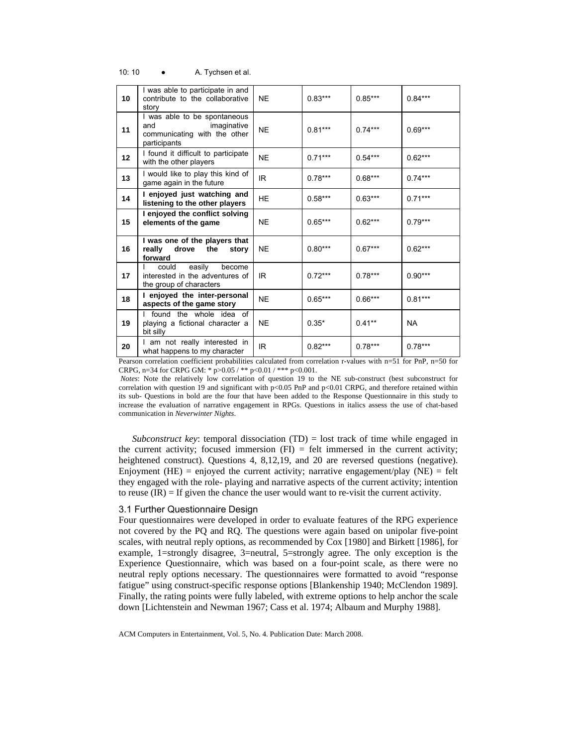| 10 | I was able to participate in and contribute to the collaborative story | NE | 0.83*** | 0.85*** | 0.84*** |
|---|---|---|---|---|---|
| 11 | I was able to be spontaneous and imaginative communicating with the other participants | NE | 0.81*** | 0.74*** | 0.69*** |
| 12 | I found it difficult to participate with the other players | NE | 0.71*** | 0.54*** | 0.62*** |
| 13 | I would like to play this kind of game again in the future | IR | 0.78*** | 0.68*** | 0.74*** |
| 14 | **I enjoyed just watching and listening to the other players** | HE | 0.58*** | 0.63*** | 0.71*** |
| 15 | **I enjoyed the conflict solving elements of the game** | NE | 0.65*** | 0.62*** | 0.79*** |
| 16 | **I was one of the players that really drove the story forward** | NE | 0.80*** | 0.67*** | 0.62*** |
| 17 | I could easily become interested in the adventures of the group of characters | IR | 0.72*** | 0.78*** | 0.90*** |
| 18 | **I enjoyed the inter-personal aspects of the game story** | NE | 0.65*** | 0.66*** | 0.81*** |
| 19 | I found the whole idea of playing a fictional character a bit silly | NE | 0.35* | 0.41** | NA |
| 20 | I am not really interested in what happens to my character | IR | 0.82*** | 0.78*** | 0.78*** |

Pearson correlation coefficient probabilities calculated from correlation r-values with n=51 for PnP, n=50 for CRPG, n=34 for CRPG GM: * p>0.05 / ** p<0.01 / *** p<0.001.

*Notes*: Note the relatively low correlation of question 19 to the NE sub-construct (best subconstruct for correlation with question 19 and significant with p<0.05 PnP and p<0.01 CRPG, and therefore retained within its sub- Questions in bold are the four that have been added to the Response Questionnaire in this study to increase the evaluation of narrative engagement in RPGs. Questions in italics assess the use of chat-based communication in *Neverwinter Nights*.

*Subconstruct key*: temporal dissociation (TD) = lost track of time while engaged in the current activity; focused immersion (FI) = felt immersed in the current activity; heightened construct). Questions 4, 8,12,19, and 20 are reversed questions (negative). Enjoyment (HE) = enjoyed the current activity; narrative engagement/play (NE) = felt they engaged with the role- playing and narrative aspects of the current activity; intention to reuse (IR) = If given the chance the user would want to re-visit the current activity.

### 3.1 Further Questionnaire Design

Four questionnaires were developed in order to evaluate features of the RPG experience not covered by the PQ and RQ. The questions were again based on unipolar five-point scales, with neutral reply options, as recommended by Cox [1980] and Birkett [1986], for example, 1=strongly disagree, 3=neutral, 5=strongly agree. The only exception is the Experience Questionnaire, which was based on a four-point scale, as there were no neutral reply options necessary. The questionnaires were formatted to avoid "response fatigue" using construct-specific response options [Blankenship 1940; McClendon 1989]. Finally, the rating points were fully labeled, with extreme options to help anchor the scale down [Lichtenstein and Newman 1967; Cass et al. 1974; Albaum and Murphy 1988].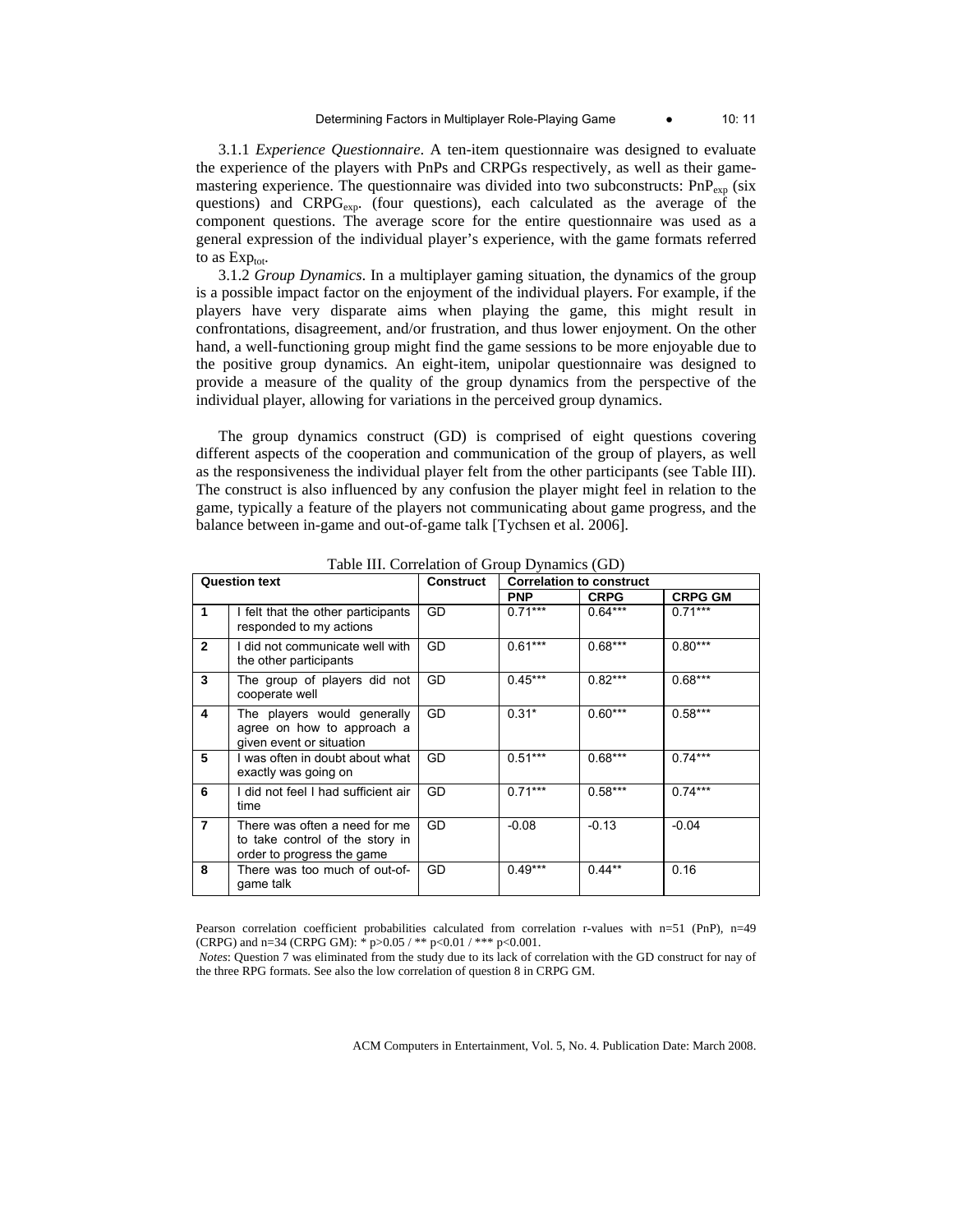3.1.1 *Experience Questionnaire*. A ten-item questionnaire was designed to evaluate the experience of the players with PnPs and CRPGs respectively, as well as their game-mastering experience. The questionnaire was divided into two subconstructs: $PnP_{exp}$ (six questions) and $CRPG_{exp}$. (four questions), each calculated as the average of the component questions. The average score for the entire questionnaire was used as a general expression of the individual player's experience, with the game formats referred to as $Exp_{tot}$.

3.1.2 *Group Dynamics*. In a multiplayer gaming situation, the dynamics of the group is a possible impact factor on the enjoyment of the individual players. For example, if the players have very disparate aims when playing the game, this might result in confrontations, disagreement, and/or frustration, and thus lower enjoyment. On the other hand, a well-functioning group might find the game sessions to be more enjoyable due to the positive group dynamics. An eight-item, unipolar questionnaire was designed to provide a measure of the quality of the group dynamics from the perspective of the individual player, allowing for variations in the perceived group dynamics.

The group dynamics construct (GD) is comprised of eight questions covering different aspects of the cooperation and communication of the group of players, as well as the responsiveness the individual player felt from the other participants (see Table III). The construct is also influenced by any confusion the player might feel in relation to the game, typically a feature of the players not communicating about game progress, and the balance between in-game and out-of-game talk [Tychsen et al. 2006].

Table III. Correlation of Group Dynamics (GD)

| Question text | | Construct | Correlation to construct | | |
|---|---|---|---|---|---|
| | | | **PNP** | **CRPG** | **CRPG GM** |
| **1** | I felt that the other participants responded to my actions | GD | 0.71*** | 0.64*** | 0.71*** |
| **2** | I did not communicate well with the other participants | GD | 0.61*** | 0.68*** | 0.80*** |
| **3** | The group of players did not cooperate well | GD | 0.45*** | 0.82*** | 0.68*** |
| **4** | The players would generally agree on how to approach a given event or situation | GD | 0.31* | 0.60*** | 0.58*** |
| **5** | I was often in doubt about what exactly was going on | GD | 0.51*** | 0.68*** | 0.74*** |
| **6** | I did not feel I had sufficient air time | GD | 0.71*** | 0.58*** | 0.74*** |
| **7** | There was often a need for me to take control of the story in order to progress the game | GD | -0.08 | -0.13 | -0.04 |
| **8** | There was too much of out-of-game talk | GD | 0.49*** | 0.44** | 0.16 |

Pearson correlation coefficient probabilities calculated from correlation r-values with n=51 (PnP), n=49 (CRPG) and n=34 (CRPG GM): * p>0.05 / ** p<0.01 / *** p<0.001.

*Notes*: Question 7 was eliminated from the study due to its lack of correlation with the GD construct for nay of the three RPG formats. See also the low correlation of question 8 in CRPG GM.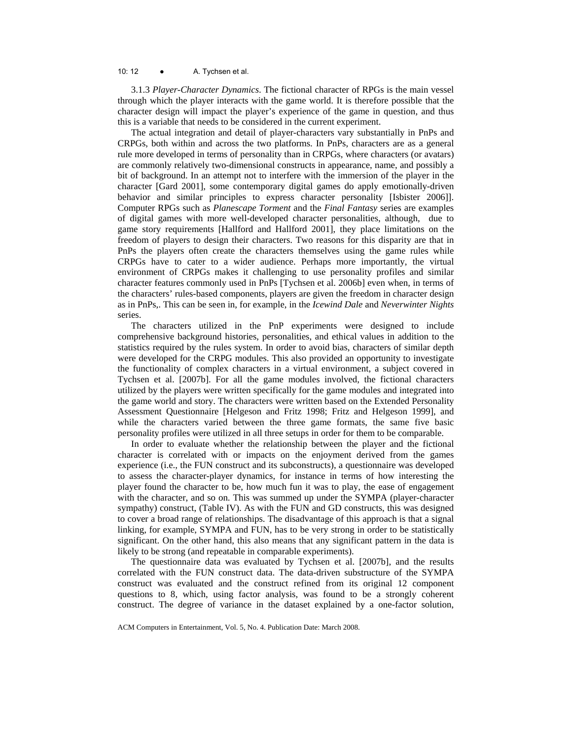3.1.3 *Player-Character Dynamics*. The fictional character of RPGs is the main vessel through which the player interacts with the game world. It is therefore possible that the character design will impact the player's experience of the game in question, and thus this is a variable that needs to be considered in the current experiment.

The actual integration and detail of player-characters vary substantially in PnPs and CRPGs, both within and across the two platforms. In PnPs, characters are as a general rule more developed in terms of personality than in CRPGs, where characters (or avatars) are commonly relatively two-dimensional constructs in appearance, name, and possibly a bit of background. In an attempt not to interfere with the immersion of the player in the character [Gard 2001], some contemporary digital games do apply emotionally-driven behavior and similar principles to express character personality [Isbister 2006]]. Computer RPGs such as *Planescape Torment* and the *Final Fantasy* series are examples of digital games with more well-developed character personalities, although, due to game story requirements [Hallford and Hallford 2001], they place limitations on the freedom of players to design their characters. Two reasons for this disparity are that in PnPs the players often create the characters themselves using the game rules while CRPGs have to cater to a wider audience. Perhaps more importantly, the virtual environment of CRPGs makes it challenging to use personality profiles and similar character features commonly used in PnPs [Tychsen et al. 2006b] even when, in terms of the characters' rules-based components, players are given the freedom in character design as in PnPs,. This can be seen in, for example, in the *Icewind Dale* and *Neverwinter Nights* series.

The characters utilized in the PnP experiments were designed to include comprehensive background histories, personalities, and ethical values in addition to the statistics required by the rules system. In order to avoid bias, characters of similar depth were developed for the CRPG modules. This also provided an opportunity to investigate the functionality of complex characters in a virtual environment, a subject covered in Tychsen et al. [2007b]. For all the game modules involved, the fictional characters utilized by the players were written specifically for the game modules and integrated into the game world and story. The characters were written based on the Extended Personality Assessment Questionnaire [Helgeson and Fritz 1998; Fritz and Helgeson 1999], and while the characters varied between the three game formats, the same five basic personality profiles were utilized in all three setups in order for them to be comparable.

In order to evaluate whether the relationship between the player and the fictional character is correlated with or impacts on the enjoyment derived from the games experience (i.e., the FUN construct and its subconstructs), a questionnaire was developed to assess the character-player dynamics, for instance in terms of how interesting the player found the character to be, how much fun it was to play, the ease of engagement with the character, and so on. This was summed up under the SYMPA (player-character sympathy) construct, (Table IV). As with the FUN and GD constructs, this was designed to cover a broad range of relationships. The disadvantage of this approach is that a signal linking, for example, SYMPA and FUN, has to be very strong in order to be statistically significant. On the other hand, this also means that any significant pattern in the data is likely to be strong (and repeatable in comparable experiments).

The questionnaire data was evaluated by Tychsen et al. [2007b], and the results correlated with the FUN construct data. The data-driven substructure of the SYMPA construct was evaluated and the construct refined from its original 12 component questions to 8, which, using factor analysis, was found to be a strongly coherent construct. The degree of variance in the dataset explained by a one-factor solution,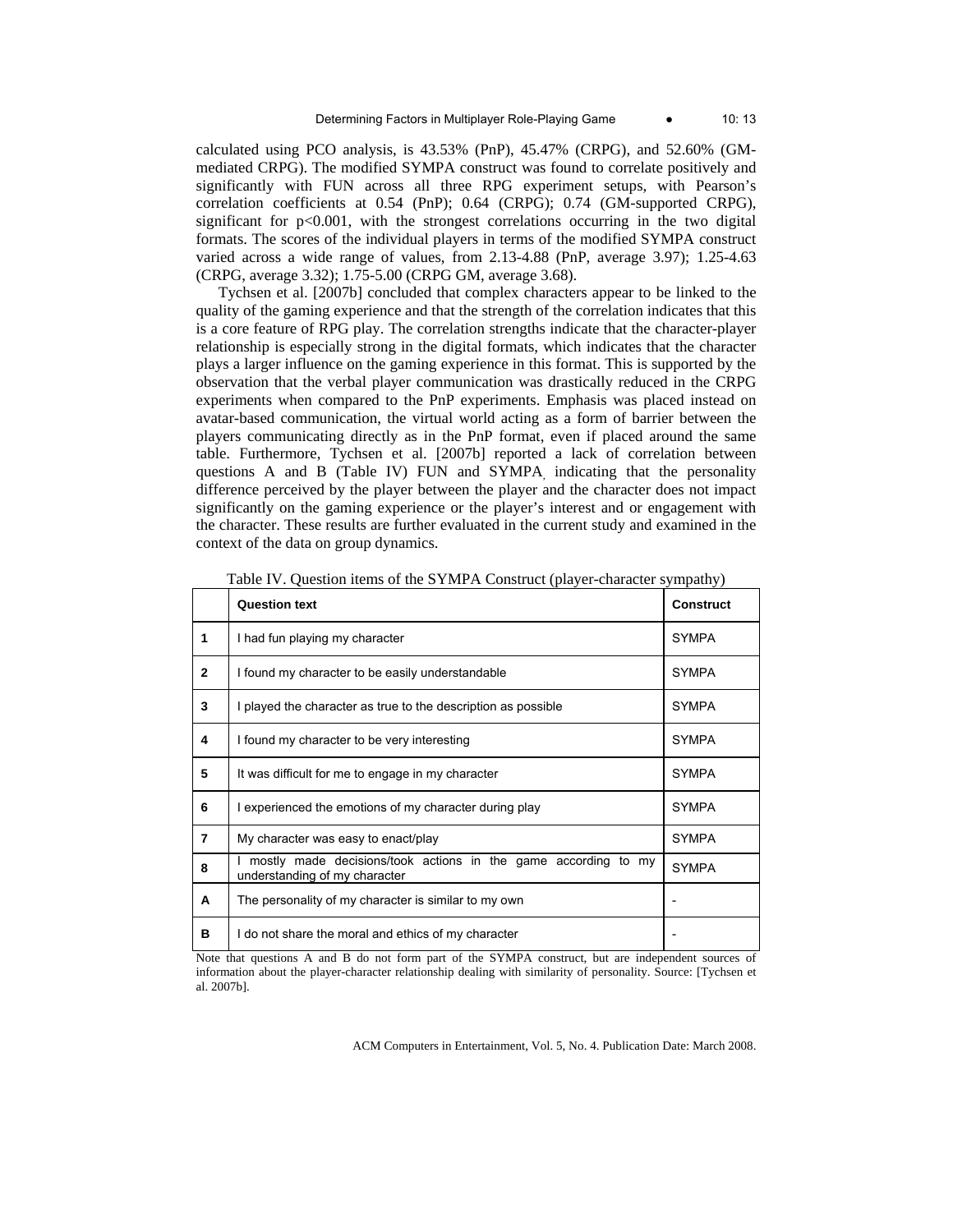calculated using PCO analysis, is 43.53% (PnP), 45.47% (CRPG), and 52.60% (GM-mediated CRPG). The modified SYMPA construct was found to correlate positively and significantly with FUN across all three RPG experiment setups, with Pearson's correlation coefficients at 0.54 (PnP); 0.64 (CRPG); 0.74 (GM-supported CRPG), significant for $p<0.001$, with the strongest correlations occurring in the two digital formats. The scores of the individual players in terms of the modified SYMPA construct varied across a wide range of values, from 2.13-4.88 (PnP, average 3.97); 1.25-4.63 (CRPG, average 3.32); 1.75-5.00 (CRPG GM, average 3.68).

Tychsen et al. [2007b] concluded that complex characters appear to be linked to the quality of the gaming experience and that the strength of the correlation indicates that this is a core feature of RPG play. The correlation strengths indicate that the character-player relationship is especially strong in the digital formats, which indicates that the character plays a larger influence on the gaming experience in this format. This is supported by the observation that the verbal player communication was drastically reduced in the CRPG experiments when compared to the PnP experiments. Emphasis was placed instead on avatar-based communication, the virtual world acting as a form of barrier between the players communicating directly as in the PnP format, even if placed around the same table. Furthermore, Tychsen et al. [2007b] reported a lack of correlation between questions A and B (Table IV) FUN and SYMPA, indicating that the personality difference perceived by the player between the player and the character does not impact significantly on the gaming experience or the player's interest and or engagement with the character. These results are further evaluated in the current study and examined in the context of the data on group dynamics.

Table IV. Question items of the SYMPA Construct (player-character sympathy)

| | Question text | Construct |
|---|---|---|
| 1 | I had fun playing my character | SYMPA |
| 2 | I found my character to be easily understandable | SYMPA |
| 3 | I played the character as true to the description as possible | SYMPA |
| 4 | I found my character to be very interesting | SYMPA |
| 5 | It was difficult for me to engage in my character | SYMPA |
| 6 | I experienced the emotions of my character during play | SYMPA |
| 7 | My character was easy to enact/play | SYMPA |
| 8 | I mostly made decisions/took actions in the game according to my understanding of my character | SYMPA |
| A | The personality of my character is similar to my own | - |
| B | I do not share the moral and ethics of my character | - |

Note that questions A and B do not form part of the SYMPA construct, but are independent sources of information about the player-character relationship dealing with similarity of personality. Source: [Tychsen et al. 2007b].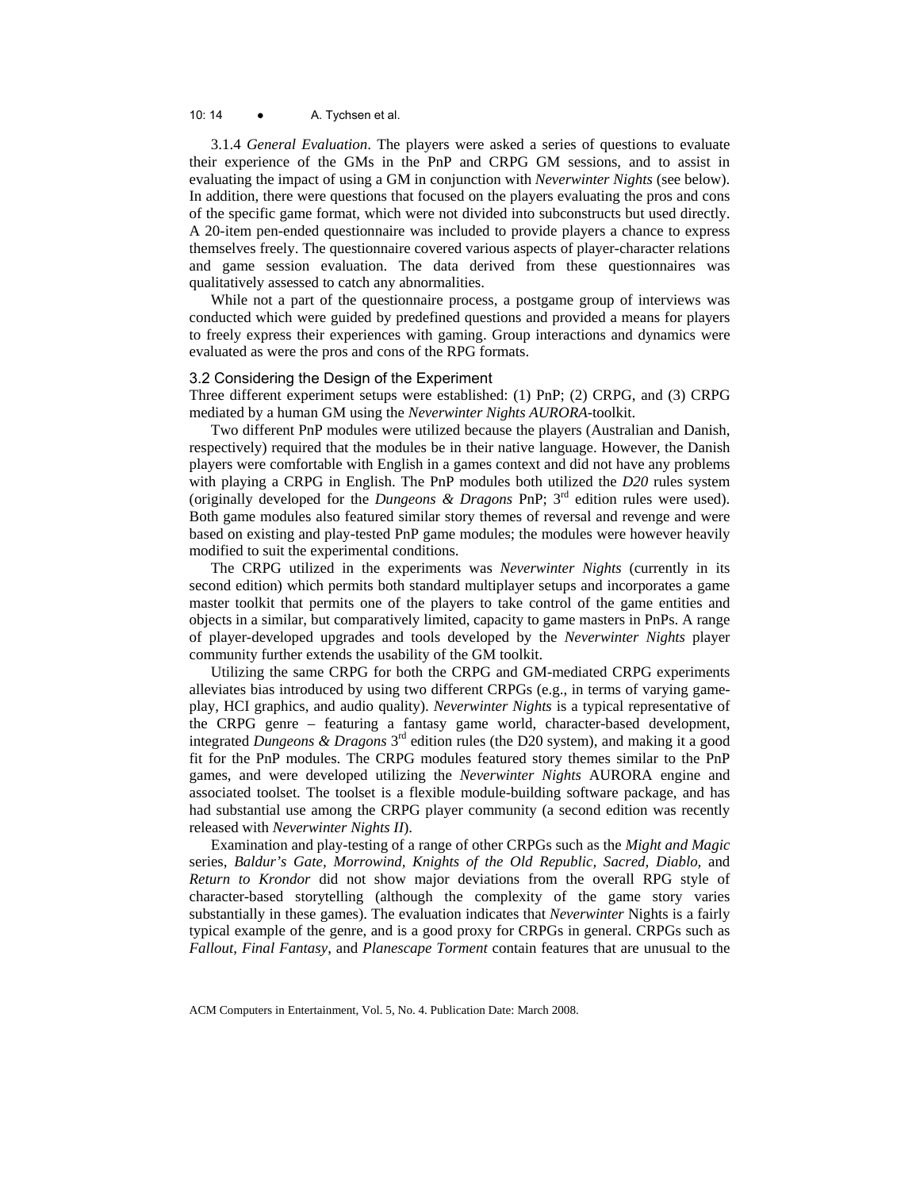3.1.4 *General Evaluation*. The players were asked a series of questions to evaluate their experience of the GMs in the PnP and CRPG GM sessions, and to assist in evaluating the impact of using a GM in conjunction with *Neverwinter Nights* (see below). In addition, there were questions that focused on the players evaluating the pros and cons of the specific game format, which were not divided into subconstructs but used directly. A 20-item pen-ended questionnaire was included to provide players a chance to express themselves freely. The questionnaire covered various aspects of player-character relations and game session evaluation. The data derived from these questionnaires was qualitatively assessed to catch any abnormalities.

While not a part of the questionnaire process, a postgame group of interviews was conducted which were guided by predefined questions and provided a means for players to freely express their experiences with gaming. Group interactions and dynamics were evaluated as were the pros and cons of the RPG formats.

### 3.2 Considering the Design of the Experiment

Three different experiment setups were established: (1) PnP; (2) CRPG, and (3) CRPG mediated by a human GM using the *Neverwinter Nights AURORA*-toolkit.

Two different PnP modules were utilized because the players (Australian and Danish, respectively) required that the modules be in their native language. However, the Danish players were comfortable with English in a games context and did not have any problems with playing a CRPG in English. The PnP modules both utilized the *D20* rules system (originally developed for the *Dungeons & Dragons* PnP; 3rd edition rules were used). Both game modules also featured similar story themes of reversal and revenge and were based on existing and play-tested PnP game modules; the modules were however heavily modified to suit the experimental conditions.

The CRPG utilized in the experiments was *Neverwinter Nights* (currently in its second edition) which permits both standard multiplayer setups and incorporates a game master toolkit that permits one of the players to take control of the game entities and objects in a similar, but comparatively limited, capacity to game masters in PnPs. A range of player-developed upgrades and tools developed by the *Neverwinter Nights* player community further extends the usability of the GM toolkit.

Utilizing the same CRPG for both the CRPG and GM-mediated CRPG experiments alleviates bias introduced by using two different CRPGs (e.g., in terms of varying game-play, HCI graphics, and audio quality). *Neverwinter Nights* is a typical representative of the CRPG genre – featuring a fantasy game world, character-based development, integrated *Dungeons & Dragons* 3rd edition rules (the D20 system), and making it a good fit for the PnP modules. The CRPG modules featured story themes similar to the PnP games, and were developed utilizing the *Neverwinter Nights* AURORA engine and associated toolset. The toolset is a flexible module-building software package, and has had substantial use among the CRPG player community (a second edition was recently released with *Neverwinter Nights II*).

Examination and play-testing of a range of other CRPGs such as the *Might and Magic* series, *Baldur's Gate*, *Morrowind*, *Knights of the Old Republic*, *Sacred*, *Diablo*, and *Return to Krondor* did not show major deviations from the overall RPG style of character-based storytelling (although the complexity of the game story varies substantially in these games). The evaluation indicates that *Neverwinter* Nights is a fairly typical example of the genre, and is a good proxy for CRPGs in general. CRPGs such as *Fallout*, *Final Fantasy*, and *Planescape Torment* contain features that are unusual to the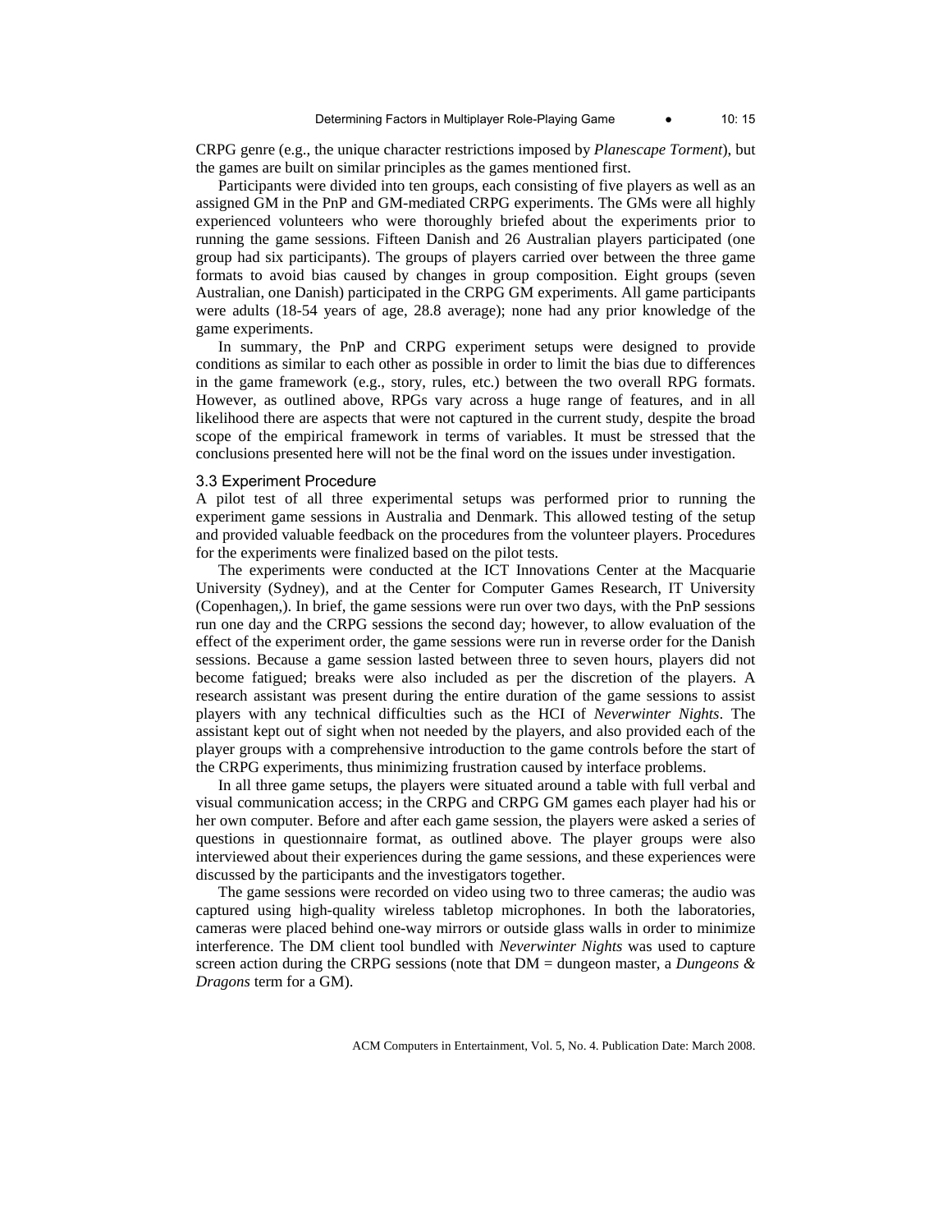CRPG genre (e.g., the unique character restrictions imposed by *Planescape Torment*), but the games are built on similar principles as the games mentioned first.

Participants were divided into ten groups, each consisting of five players as well as an assigned GM in the PnP and GM-mediated CRPG experiments. The GMs were all highly experienced volunteers who were thoroughly briefed about the experiments prior to running the game sessions. Fifteen Danish and 26 Australian players participated (one group had six participants). The groups of players carried over between the three game formats to avoid bias caused by changes in group composition. Eight groups (seven Australian, one Danish) participated in the CRPG GM experiments. All game participants were adults (18-54 years of age, 28.8 average); none had any prior knowledge of the game experiments.

In summary, the PnP and CRPG experiment setups were designed to provide conditions as similar to each other as possible in order to limit the bias due to differences in the game framework (e.g., story, rules, etc.) between the two overall RPG formats. However, as outlined above, RPGs vary across a huge range of features, and in all likelihood there are aspects that were not captured in the current study, despite the broad scope of the empirical framework in terms of variables. It must be stressed that the conclusions presented here will not be the final word on the issues under investigation.

### 3.3 Experiment Procedure

A pilot test of all three experimental setups was performed prior to running the experiment game sessions in Australia and Denmark. This allowed testing of the setup and provided valuable feedback on the procedures from the volunteer players. Procedures for the experiments were finalized based on the pilot tests.

The experiments were conducted at the ICT Innovations Center at the Macquarie University (Sydney), and at the Center for Computer Games Research, IT University (Copenhagen,). In brief, the game sessions were run over two days, with the PnP sessions run one day and the CRPG sessions the second day; however, to allow evaluation of the effect of the experiment order, the game sessions were run in reverse order for the Danish sessions. Because a game session lasted between three to seven hours, players did not become fatigued; breaks were also included as per the discretion of the players. A research assistant was present during the entire duration of the game sessions to assist players with any technical difficulties such as the HCI of *Neverwinter Nights*. The assistant kept out of sight when not needed by the players, and also provided each of the player groups with a comprehensive introduction to the game controls before the start of the CRPG experiments, thus minimizing frustration caused by interface problems.

In all three game setups, the players were situated around a table with full verbal and visual communication access; in the CRPG and CRPG GM games each player had his or her own computer. Before and after each game session, the players were asked a series of questions in questionnaire format, as outlined above. The player groups were also interviewed about their experiences during the game sessions, and these experiences were discussed by the participants and the investigators together.

The game sessions were recorded on video using two to three cameras; the audio was captured using high-quality wireless tabletop microphones. In both the laboratories, cameras were placed behind one-way mirrors or outside glass walls in order to minimize interference. The DM client tool bundled with *Neverwinter Nights* was used to capture screen action during the CRPG sessions (note that DM = dungeon master, a *Dungeons & Dragons* term for a GM).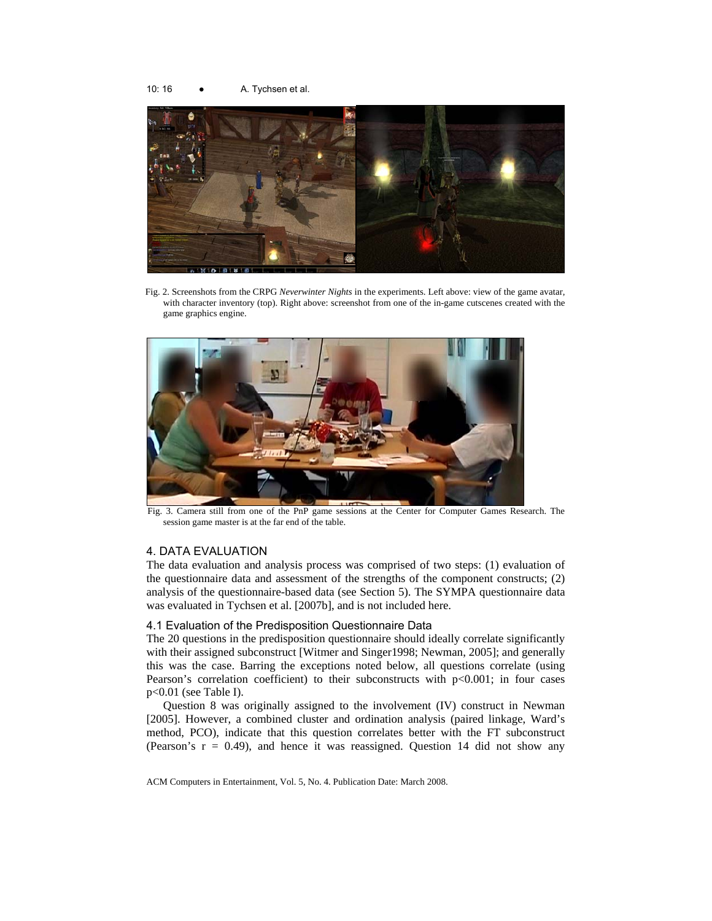Fig. 2. Screenshots from the CRPG *Neverwinter Nights* in the experiments. Left above: view of the game avatar, with character inventory (top). Right above: screenshot from one of the in-game cutscenes created with the game graphics engine.

Fig. 3. Camera still from one of the PnP game sessions at the Center for Computer Games Research. The session game master is at the far end of the table.

## 4. DATA EVALUATION

The data evaluation and analysis process was comprised of two steps: (1) evaluation of the questionnaire data and assessment of the strengths of the component constructs; (2) analysis of the questionnaire-based data (see Section 5). The SYMPA questionnaire data was evaluated in Tychsen et al. [2007b], and is not included here.

### 4.1 Evaluation of the Predisposition Questionnaire Data

The 20 questions in the predisposition questionnaire should ideally correlate significantly with their assigned subconstruct [Witmer and Singer1998; Newman, 2005]; and generally this was the case. Barring the exceptions noted below, all questions correlate (using Pearson's correlation coefficient) to their subconstructs with $p<0.001$; in four cases $p<0.01$ (see Table I).

Question 8 was originally assigned to the involvement (IV) construct in Newman [2005]. However, a combined cluster and ordination analysis (paired linkage, Ward's method, PCO), indicate that this question correlates better with the FT subconstruct (Pearson's $r = 0.49$), and hence it was reassigned. Question 14 did not show any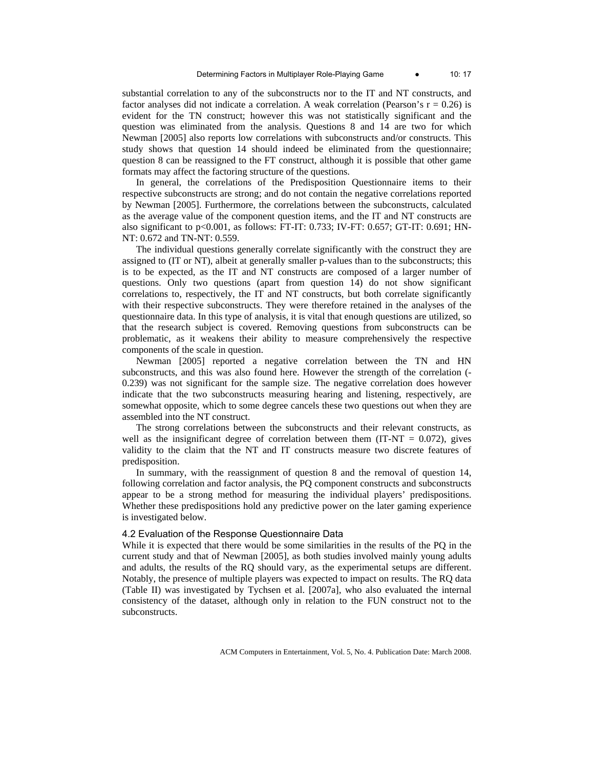substantial correlation to any of the subconstructs nor to the IT and NT constructs, and factor analyses did not indicate a correlation. A weak correlation (Pearson's $r = 0.26$) is evident for the TN construct; however this was not statistically significant and the question was eliminated from the analysis. Questions 8 and 14 are two for which Newman [2005] also reports low correlations with subconstructs and/or constructs. This study shows that question 14 should indeed be eliminated from the questionnaire; question 8 can be reassigned to the FT construct, although it is possible that other game formats may affect the factoring structure of the questions.

In general, the correlations of the Predisposition Questionnaire items to their respective subconstructs are strong; and do not contain the negative correlations reported by Newman [2005]. Furthermore, the correlations between the subconstructs, calculated as the average value of the component question items, and the IT and NT constructs are also significant to $p<0.001$, as follows: FT-IT: 0.733; IV-FT: 0.657; GT-IT: 0.691; HN-NT: 0.672 and TN-NT: 0.559.

The individual questions generally correlate significantly with the construct they are assigned to (IT or NT), albeit at generally smaller p-values than to the subconstructs; this is to be expected, as the IT and NT constructs are composed of a larger number of questions. Only two questions (apart from question 14) do not show significant correlations to, respectively, the IT and NT constructs, but both correlate significantly with their respective subconstructs. They were therefore retained in the analyses of the questionnaire data. In this type of analysis, it is vital that enough questions are utilized, so that the research subject is covered. Removing questions from subconstructs can be problematic, as it weakens their ability to measure comprehensively the respective components of the scale in question.

Newman [2005] reported a negative correlation between the TN and HN subconstructs, and this was also found here. However the strength of the correlation (-0.239) was not significant for the sample size. The negative correlation does however indicate that the two subconstructs measuring hearing and listening, respectively, are somewhat opposite, which to some degree cancels these two questions out when they are assembled into the NT construct.

The strong correlations between the subconstructs and their relevant constructs, as well as the insignificant degree of correlation between them (IT-NT = 0.072), gives validity to the claim that the NT and IT constructs measure two discrete features of predisposition.

In summary, with the reassignment of question 8 and the removal of question 14, following correlation and factor analysis, the PQ component constructs and subconstructs appear to be a strong method for measuring the individual players' predispositions. Whether these predispositions hold any predictive power on the later gaming experience is investigated below.

### 4.2 Evaluation of the Response Questionnaire Data

While it is expected that there would be some similarities in the results of the PQ in the current study and that of Newman [2005], as both studies involved mainly young adults and adults, the results of the RQ should vary, as the experimental setups are different. Notably, the presence of multiple players was expected to impact on results. The RQ data (Table II) was investigated by Tychsen et al. [2007a], who also evaluated the internal consistency of the dataset, although only in relation to the FUN construct not to the subconstructs.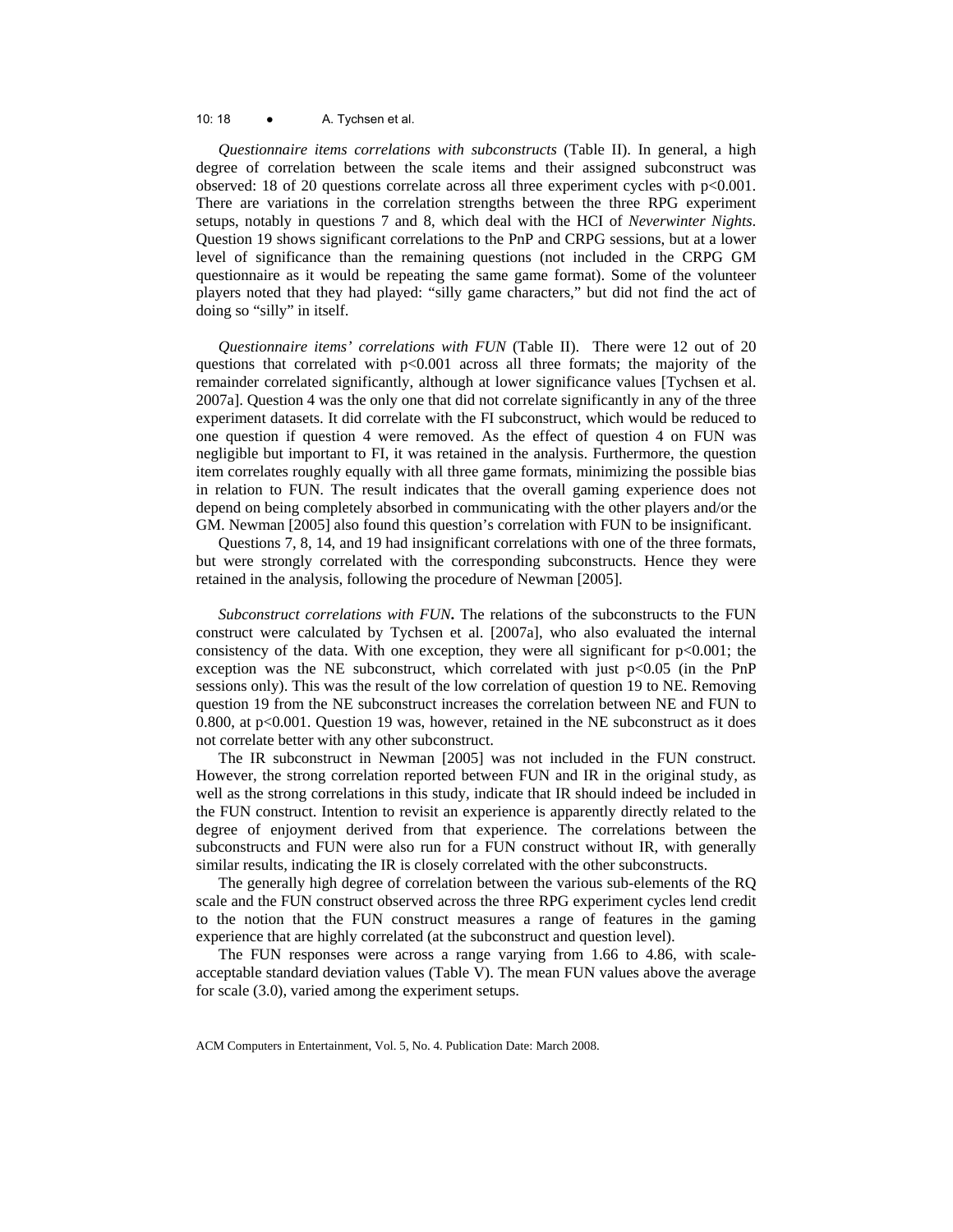*Questionnaire items correlations with subconstructs* (Table II). In general, a high degree of correlation between the scale items and their assigned subconstruct was observed: 18 of 20 questions correlate across all three experiment cycles with $p<0.001$. There are variations in the correlation strengths between the three RPG experiment setups, notably in questions 7 and 8, which deal with the HCI of *Neverwinter Nights*. Question 19 shows significant correlations to the PnP and CRPG sessions, but at a lower level of significance than the remaining questions (not included in the CRPG GM questionnaire as it would be repeating the same game format). Some of the volunteer players noted that they had played: "silly game characters," but did not find the act of doing so "silly" in itself.

*Questionnaire items' correlations with FUN* (Table II). There were 12 out of 20 questions that correlated with $p<0.001$ across all three formats; the majority of the remainder correlated significantly, although at lower significance values [Tychsen et al. 2007a]. Question 4 was the only one that did not correlate significantly in any of the three experiment datasets. It did correlate with the FI subconstruct, which would be reduced to one question if question 4 were removed. As the effect of question 4 on FUN was negligible but important to FI, it was retained in the analysis. Furthermore, the question item correlates roughly equally with all three game formats, minimizing the possible bias in relation to FUN. The result indicates that the overall gaming experience does not depend on being completely absorbed in communicating with the other players and/or the GM. Newman [2005] also found this question's correlation with FUN to be insignificant.

Questions 7, 8, 14, and 19 had insignificant correlations with one of the three formats, but were strongly correlated with the corresponding subconstructs. Hence they were retained in the analysis, following the procedure of Newman [2005].

*Subconstruct correlations with FUN***.** The relations of the subconstructs to the FUN construct were calculated by Tychsen et al. [2007a], who also evaluated the internal consistency of the data. With one exception, they were all significant for $p<0.001$; the exception was the NE subconstruct, which correlated with just $p<0.05$ (in the PnP sessions only). This was the result of the low correlation of question 19 to NE. Removing question 19 from the NE subconstruct increases the correlation between NE and FUN to 0.800, at $p<0.001$. Question 19 was, however, retained in the NE subconstruct as it does not correlate better with any other subconstruct.

The IR subconstruct in Newman [2005] was not included in the FUN construct. However, the strong correlation reported between FUN and IR in the original study, as well as the strong correlations in this study, indicate that IR should indeed be included in the FUN construct. Intention to revisit an experience is apparently directly related to the degree of enjoyment derived from that experience. The correlations between the subconstructs and FUN were also run for a FUN construct without IR, with generally similar results, indicating the IR is closely correlated with the other subconstructs.

The generally high degree of correlation between the various sub-elements of the RQ scale and the FUN construct observed across the three RPG experiment cycles lend credit to the notion that the FUN construct measures a range of features in the gaming experience that are highly correlated (at the subconstruct and question level).

The FUN responses were across a range varying from 1.66 to 4.86, with scale-acceptable standard deviation values (Table V). The mean FUN values above the average for scale (3.0), varied among the experiment setups.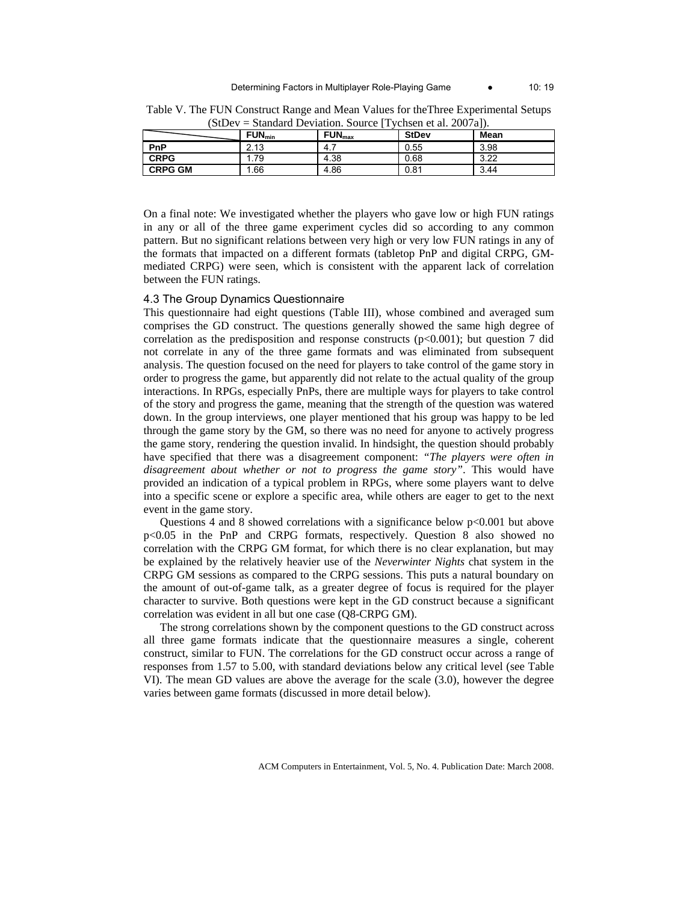Table V. The FUN Construct Range and Mean Values for theThree Experimental Setups (StDev = Standard Deviation. Source [Tychsen et al. 2007a]).

| | $FUN_{min}$ | $FUN_{max}$ | StDev | Mean |
|---|---|---|---|---|
| **PnP** | 2.13 | 4.7 | 0.55 | 3.98 |
| **CRPG** | 1.79 | 4.38 | 0.68 | 3.22 |
| **CRPG GM** | 1.66 | 4.86 | 0.81 | 3.44 |

On a final note: We investigated whether the players who gave low or high FUN ratings in any or all of the three game experiment cycles did so according to any common pattern. But no significant relations between very high or very low FUN ratings in any of the formats that impacted on a different formats (tabletop PnP and digital CRPG, GM-mediated CRPG) were seen, which is consistent with the apparent lack of correlation between the FUN ratings.

### 4.3 The Group Dynamics Questionnaire

This questionnaire had eight questions (Table III), whose combined and averaged sum comprises the GD construct. The questions generally showed the same high degree of correlation as the predisposition and response constructs ($p<0.001$); but question 7 did not correlate in any of the three game formats and was eliminated from subsequent analysis. The question focused on the need for players to take control of the game story in order to progress the game, but apparently did not relate to the actual quality of the group interactions. In RPGs, especially PnPs, there are multiple ways for players to take control of the story and progress the game, meaning that the strength of the question was watered down. In the group interviews, one player mentioned that his group was happy to be led through the game story by the GM, so there was no need for anyone to actively progress the game story, rendering the question invalid. In hindsight, the question should probably have specified that there was a disagreement component: *"The players were often in disagreement about whether or not to progress the game story"*. This would have provided an indication of a typical problem in RPGs, where some players want to delve into a specific scene or explore a specific area, while others are eager to get to the next event in the game story.

Questions 4 and 8 showed correlations with a significance below $p<0.001$ but above $p<0.05$ in the PnP and CRPG formats, respectively. Question 8 also showed no correlation with the CRPG GM format, for which there is no clear explanation, but may be explained by the relatively heavier use of the *Neverwinter Nights* chat system in the CRPG GM sessions as compared to the CRPG sessions. This puts a natural boundary on the amount of out-of-game talk, as a greater degree of focus is required for the player character to survive. Both questions were kept in the GD construct because a significant correlation was evident in all but one case (Q8-CRPG GM).

The strong correlations shown by the component questions to the GD construct across all three game formats indicate that the questionnaire measures a single, coherent construct, similar to FUN. The correlations for the GD construct occur across a range of responses from 1.57 to 5.00, with standard deviations below any critical level (see Table VI). The mean GD values are above the average for the scale (3.0), however the degree varies between game formats (discussed in more detail below).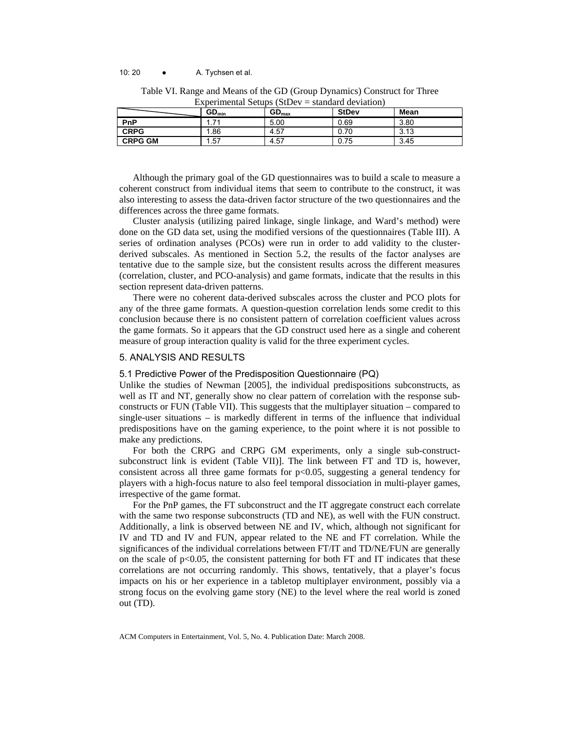Table VI. Range and Means of the GD (Group Dynamics) Construct for Three Experimental Setups (StDev = standard deviation)

| | $GD_{min}$ | $GD_{max}$ | StDev | Mean |
|---|---|---|---|---|
| **PnP** | 1.71 | 5.00 | 0.69 | 3.80 |
| **CRPG** | 1.86 | 4.57 | 0.70 | 3.13 |
| **CRPG GM** | 1.57 | 4.57 | 0.75 | 3.45 |

Although the primary goal of the GD questionnaires was to build a scale to measure a coherent construct from individual items that seem to contribute to the construct, it was also interesting to assess the data-driven factor structure of the two questionnaires and the differences across the three game formats.

Cluster analysis (utilizing paired linkage, single linkage, and Ward's method) were done on the GD data set, using the modified versions of the questionnaires (Table III). A series of ordination analyses (PCOs) were run in order to add validity to the cluster-derived subscales. As mentioned in Section 5.2, the results of the factor analyses are tentative due to the sample size, but the consistent results across the different measures (correlation, cluster, and PCO-analysis) and game formats, indicate that the results in this section represent data-driven patterns.

There were no coherent data-derived subscales across the cluster and PCO plots for any of the three game formats. A question-question correlation lends some credit to this conclusion because there is no consistent pattern of correlation coefficient values across the game formats. So it appears that the GD construct used here as a single and coherent measure of group interaction quality is valid for the three experiment cycles.

## 5. ANALYSIS AND RESULTS

### 5.1 Predictive Power of the Predisposition Questionnaire (PQ)

Unlike the studies of Newman [2005], the individual predispositions subconstructs, as well as IT and NT, generally show no clear pattern of correlation with the response sub-constructs or FUN (Table VII). This suggests that the multiplayer situation – compared to single-user situations – is markedly different in terms of the influence that individual predispositions have on the gaming experience, to the point where it is not possible to make any predictions.

For both the CRPG and CRPG GM experiments, only a single sub-construct-subconstruct link is evident (Table VII)]. The link between FT and TD is, however, consistent across all three game formats for $p<0.05$, suggesting a general tendency for players with a high-focus nature to also feel temporal dissociation in multi-player games, irrespective of the game format.

For the PnP games, the FT subconstruct and the IT aggregate construct each correlate with the same two response subconstructs (TD and NE), as well with the FUN construct. Additionally, a link is observed between NE and IV, which, although not significant for IV and TD and IV and FUN, appear related to the NE and FT correlation. While the significances of the individual correlations between FT/IT and TD/NE/FUN are generally on the scale of $p<0.05$, the consistent patterning for both FT and IT indicates that these correlations are not occurring randomly. This shows, tentatively, that a player's focus impacts on his or her experience in a tabletop multiplayer environment, possibly via a strong focus on the evolving game story (NE) to the level where the real world is zoned out (TD).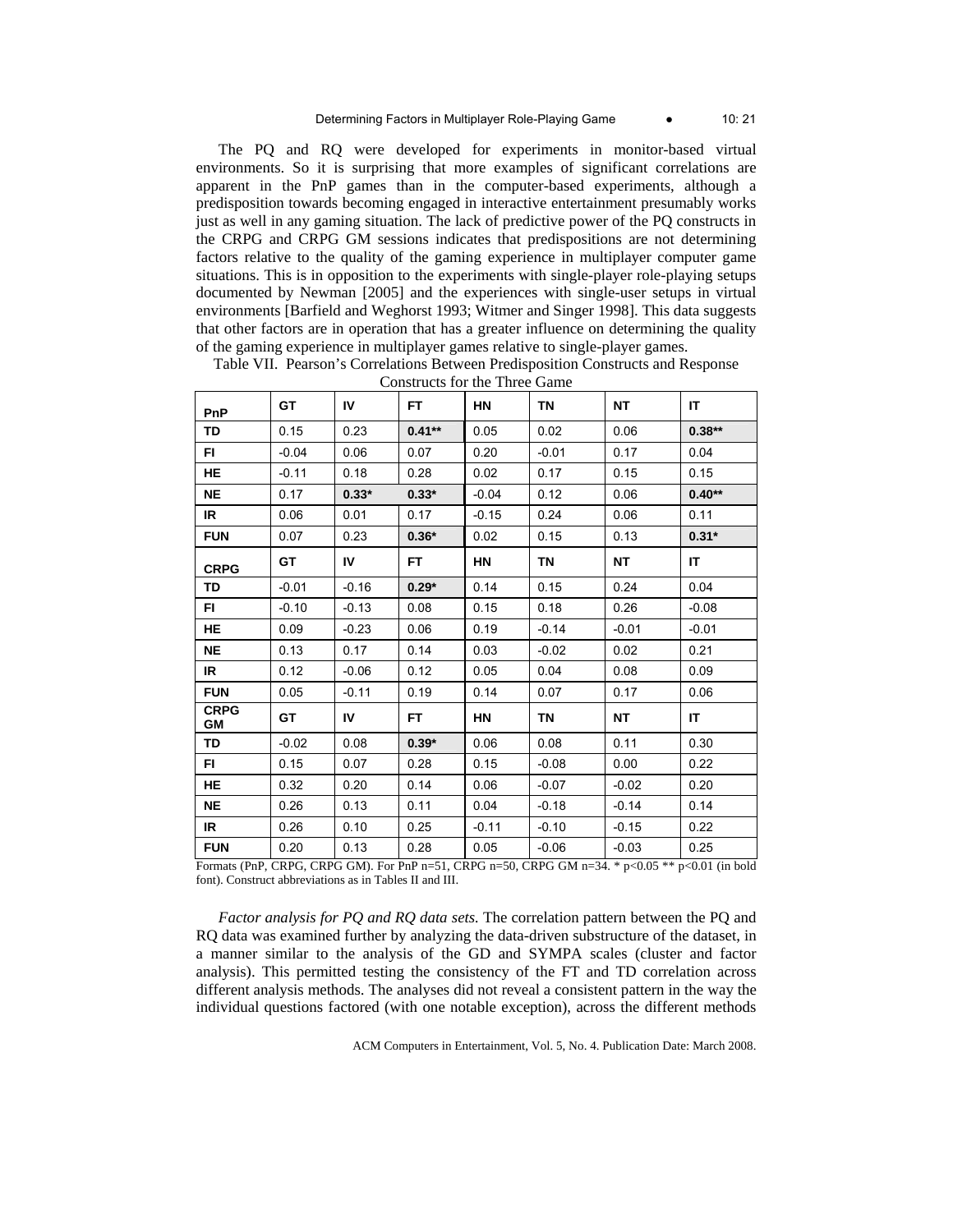The PQ and RQ were developed for experiments in monitor-based virtual environments. So it is surprising that more examples of significant correlations are apparent in the PnP games than in the computer-based experiments, although a predisposition towards becoming engaged in interactive entertainment presumably works just as well in any gaming situation. The lack of predictive power of the PQ constructs in the CRPG and CRPG GM sessions indicates that predispositions are not determining factors relative to the quality of the gaming experience in multiplayer computer game situations. This is in opposition to the experiments with single-player role-playing setups documented by Newman [2005] and the experiences with single-user setups in virtual environments [Barfield and Weghorst 1993; Witmer and Singer 1998]. This data suggests that other factors are in operation that has a greater influence on determining the quality of the gaming experience in multiplayer games relative to single-player games.

Table VII. Pearson's Correlations Between Predisposition Constructs and Response Constructs for the Three Game

| PnP | GT | IV | FT | HN | TN | NT | IT |
|---|---|---|---|---|---|---|---|
| TD | 0.15 | 0.23 | **0.41**** | 0.05 | 0.02 | 0.06 | **0.38**** |
| FI | -0.04 | 0.06 | 0.07 | 0.20 | -0.01 | 0.17 | 0.04 |
| HE | -0.11 | 0.18 | 0.28 | 0.02 | 0.17 | 0.15 | 0.15 |
| NE | 0.17 | **0.33*** | **0.33*** | -0.04 | 0.12 | 0.06 | **0.40**** |
| IR | 0.06 | 0.01 | 0.17 | -0.15 | 0.24 | 0.06 | 0.11 |
| FUN | 0.07 | 0.23 | **0.36*** | 0.02 | 0.15 | 0.13 | **0.31*** |
| **CRPG** | **GT** | **IV** | **FT** | **HN** | **TN** | **NT** | **IT** |
| TD | -0.01 | -0.16 | **0.29*** | 0.14 | 0.15 | 0.24 | 0.04 |
| FI | -0.10 | -0.13 | 0.08 | 0.15 | 0.18 | 0.26 | -0.08 |
| HE | 0.09 | -0.23 | 0.06 | 0.19 | -0.14 | -0.01 | -0.01 |
| NE | 0.13 | 0.17 | 0.14 | 0.03 | -0.02 | 0.02 | 0.21 |
| IR | 0.12 | -0.06 | 0.12 | 0.05 | 0.04 | 0.08 | 0.09 |
| FUN | 0.05 | -0.11 | 0.19 | 0.14 | 0.07 | 0.17 | 0.06 |
| **CRPG GM** | **GT** | **IV** | **FT** | **HN** | **TN** | **NT** | **IT** |
| TD | -0.02 | 0.08 | **0.39*** | 0.06 | 0.08 | 0.11 | 0.30 |
| FI | 0.15 | 0.07 | 0.28 | 0.15 | -0.08 | 0.00 | 0.22 |
| HE | 0.32 | 0.20 | 0.14 | 0.06 | -0.07 | -0.02 | 0.20 |
| NE | 0.26 | 0.13 | 0.11 | 0.04 | -0.18 | -0.14 | 0.14 |
| IR | 0.26 | 0.10 | 0.25 | -0.11 | -0.10 | -0.15 | 0.22 |
| FUN | 0.20 | 0.13 | 0.28 | 0.05 | -0.06 | -0.03 | 0.25 |

Formats (PnP, CRPG, CRPG GM). For PnP n=51, CRPG n=50, CRPG GM n=34. * $p<0.05$ ** $p<0.01$ (in bold font). Construct abbreviations as in Tables II and III.

*Factor analysis for PQ and RQ data sets.* The correlation pattern between the PQ and RQ data was examined further by analyzing the data-driven substructure of the dataset, in a manner similar to the analysis of the GD and SYMPA scales (cluster and factor analysis). This permitted testing the consistency of the FT and TD correlation across different analysis methods. The analyses did not reveal a consistent pattern in the way the individual questions factored (with one notable exception), across the different methods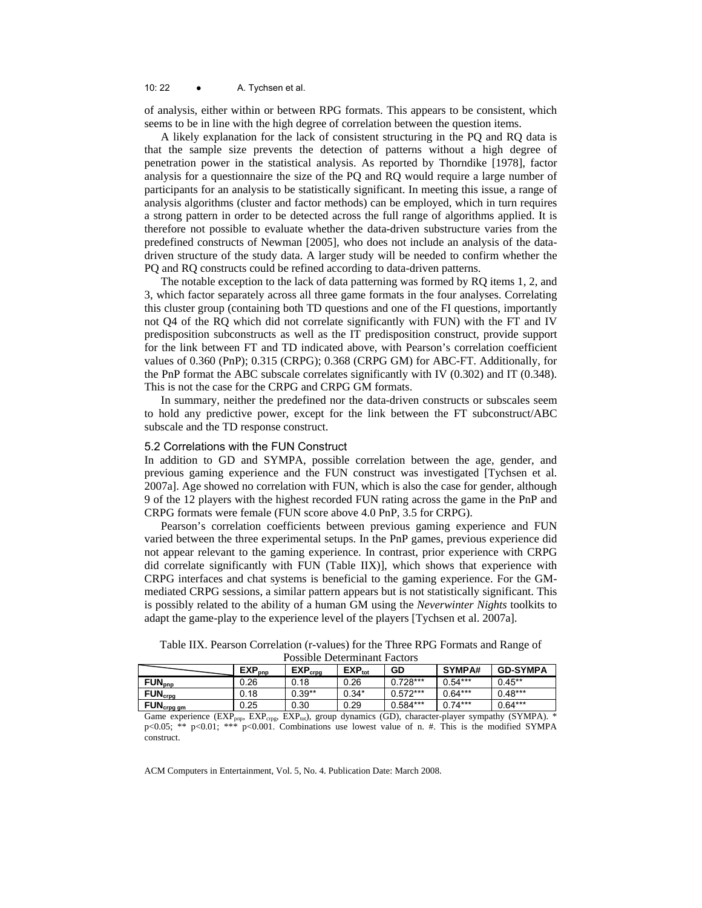of analysis, either within or between RPG formats. This appears to be consistent, which seems to be in line with the high degree of correlation between the question items.

A likely explanation for the lack of consistent structuring in the PQ and RQ data is that the sample size prevents the detection of patterns without a high degree of penetration power in the statistical analysis. As reported by Thorndike [1978], factor analysis for a questionnaire the size of the PQ and RQ would require a large number of participants for an analysis to be statistically significant. In meeting this issue, a range of analysis algorithms (cluster and factor methods) can be employed, which in turn requires a strong pattern in order to be detected across the full range of algorithms applied. It is therefore not possible to evaluate whether the data-driven substructure varies from the predefined constructs of Newman [2005], who does not include an analysis of the data-driven structure of the study data. A larger study will be needed to confirm whether the PQ and RQ constructs could be refined according to data-driven patterns.

The notable exception to the lack of data patterning was formed by RQ items 1, 2, and 3, which factor separately across all three game formats in the four analyses. Correlating this cluster group (containing both TD questions and one of the FI questions, importantly not Q4 of the RQ which did not correlate significantly with FUN) with the FT and IV predisposition subconstructs as well as the IT predisposition construct, provide support for the link between FT and TD indicated above, with Pearson's correlation coefficient values of 0.360 (PnP); 0.315 (CRPG); 0.368 (CRPG GM) for ABC-FT. Additionally, for the PnP format the ABC subscale correlates significantly with IV (0.302) and IT (0.348). This is not the case for the CRPG and CRPG GM formats.

In summary, neither the predefined nor the data-driven constructs or subscales seem to hold any predictive power, except for the link between the FT subconstruct/ABC subscale and the TD response construct.

### 5.2 Correlations with the FUN Construct

In addition to GD and SYMPA, possible correlation between the age, gender, and previous gaming experience and the FUN construct was investigated [Tychsen et al. 2007a]. Age showed no correlation with FUN, which is also the case for gender, although 9 of the 12 players with the highest recorded FUN rating across the game in the PnP and CRPG formats were female (FUN score above 4.0 PnP, 3.5 for CRPG).

Pearson's correlation coefficients between previous gaming experience and FUN varied between the three experimental setups. In the PnP games, previous experience did not appear relevant to the gaming experience. In contrast, prior experience with CRPG did correlate significantly with FUN (Table IIX)], which shows that experience with CRPG interfaces and chat systems is beneficial to the gaming experience. For the GM-mediated CRPG sessions, a similar pattern appears but is not statistically significant. This is possibly related to the ability of a human GM using the *Neverwinter Nights* toolkits to adapt the game-play to the experience level of the players [Tychsen et al. 2007a].

Table IIX. Pearson Correlation (r-values) for the Three RPG Formats and Range of Possible Determinant Factors

| | $EXP_{pnp}$ | $EXP_{crpg}$ | $EXP_{tot}$ | GD | SYMPA# | GD-SYMPA |
|---|---|---|---|---|---|---|
| $FUN_{pnp}$ | 0.26 | 0.18 | 0.26 | 0.728*** | 0.54*** | 0.45** |
| $FUN_{crpg}$ | 0.18 | 0.39** | 0.34* | 0.572*** | 0.64*** | 0.48*** |
| $FUN_{crpg\ gm}$ | 0.25 | 0.30 | 0.29 | 0.584*** | 0.74*** | 0.64*** |

Game experience ($EXP_{pnp}$, $EXP_{crpg}$, $EXP_{tot}$), group dynamics (GD), character-player sympathy (SYMPA). * $p<0.05$; ** $p<0.01$; *** $p<0.001$. Combinations use lowest value of n. #. This is the modified SYMPA construct.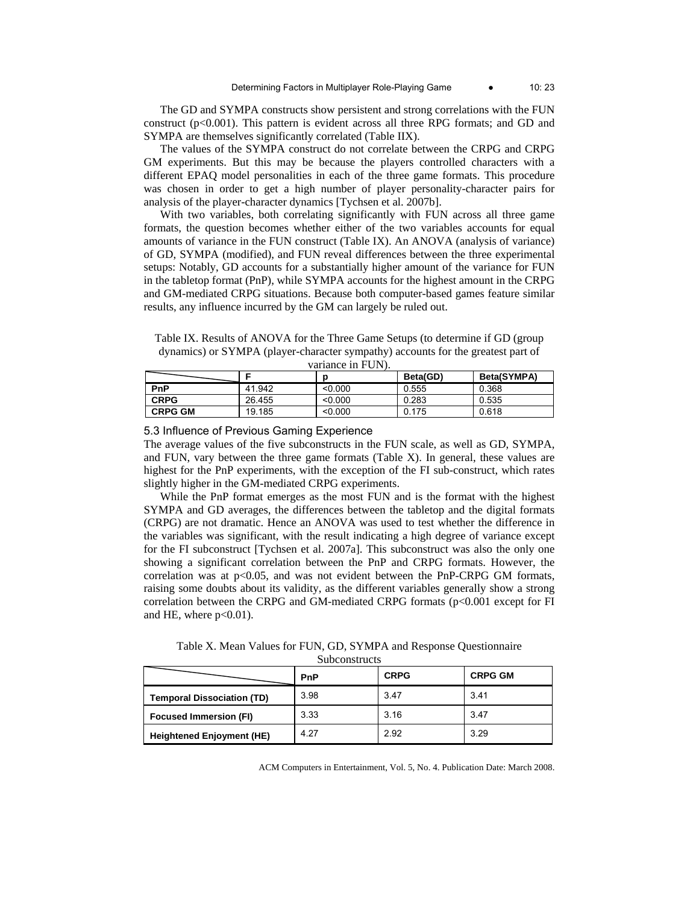The GD and SYMPA constructs show persistent and strong correlations with the FUN construct ($p<0.001$). This pattern is evident across all three RPG formats; and GD and SYMPA are themselves significantly correlated (Table IIX).

The values of the SYMPA construct do not correlate between the CRPG and CRPG GM experiments. But this may be because the players controlled characters with a different EPAQ model personalities in each of the three game formats. This procedure was chosen in order to get a high number of player personality-character pairs for analysis of the player-character dynamics [Tychsen et al. 2007b].

With two variables, both correlating significantly with FUN across all three game formats, the question becomes whether either of the two variables accounts for equal amounts of variance in the FUN construct (Table IX). An ANOVA (analysis of variance) of GD, SYMPA (modified), and FUN reveal differences between the three experimental setups: Notably, GD accounts for a substantially higher amount of the variance for FUN in the tabletop format (PnP), while SYMPA accounts for the highest amount in the CRPG and GM-mediated CRPG situations. Because both computer-based games feature similar results, any influence incurred by the GM can largely be ruled out.

Table IX. Results of ANOVA for the Three Game Setups (to determine if GD (group dynamics) or SYMPA (player-character sympathy) accounts for the greatest part of variance in FUN).

| | F | p | Beta(GD) | Beta(SYMPA) |
|---|---|---|---|---|
| **PnP** | 41.942 | <0.000 | 0.555 | 0.368 |
| **CRPG** | 26.455 | <0.000 | 0.283 | 0.535 |
| **CRPG GM** | 19.185 | <0.000 | 0.175 | 0.618 |

### 5.3 Influence of Previous Gaming Experience

The average values of the five subconstructs in the FUN scale, as well as GD, SYMPA, and FUN, vary between the three game formats (Table X). In general, these values are highest for the PnP experiments, with the exception of the FI sub-construct, which rates slightly higher in the GM-mediated CRPG experiments.

While the PnP format emerges as the most FUN and is the format with the highest SYMPA and GD averages, the differences between the tabletop and the digital formats (CRPG) are not dramatic. Hence an ANOVA was used to test whether the difference in the variables was significant, with the result indicating a high degree of variance except for the FI subconstruct [Tychsen et al. 2007a]. This subconstruct was also the only one showing a significant correlation between the PnP and CRPG formats. However, the correlation was at $p<0.05$, and was not evident between the PnP-CRPG GM formats, raising some doubts about its validity, as the different variables generally show a strong correlation between the CRPG and GM-mediated CRPG formats ($p<0.001$ except for FI and HE, where $p<0.01$).

Table X. Mean Values for FUN, GD, SYMPA and Response Questionnaire Subconstructs

| | PnP | CRPG | CRPG GM |
|---|---|---|---|
| **Temporal Dissociation (TD)** | 3.98 | 3.47 | 3.41 |
| **Focused Immersion (FI)** | 3.33 | 3.16 | 3.47 |
| **Heightened Enjoyment (HE)** | 4.27 | 2.92 | 3.29 |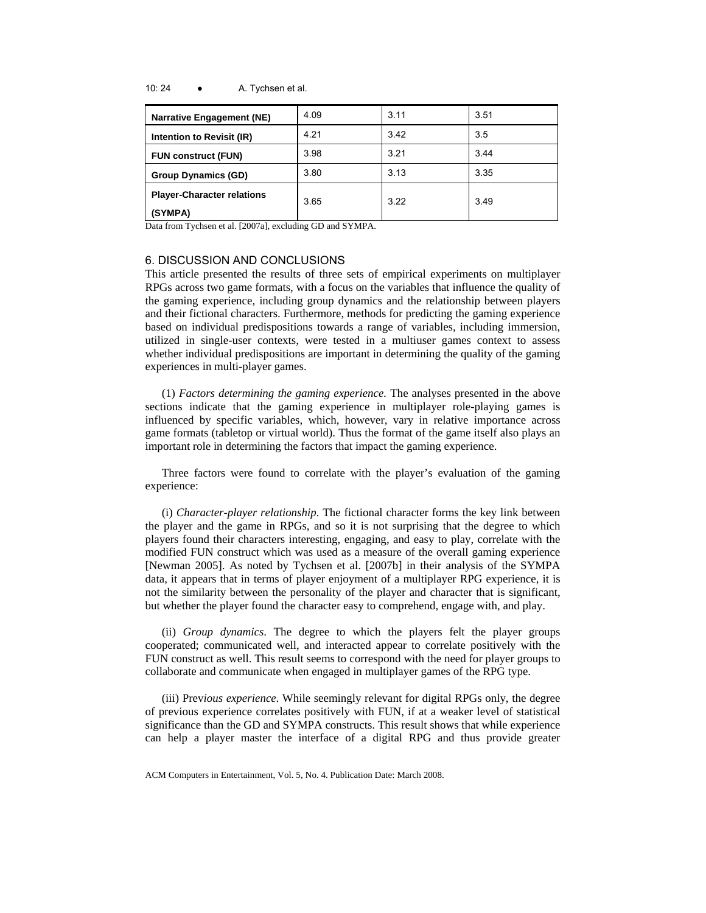| | | | |
|---|---|---|---|
| **Narrative Engagement (NE)** | 4.09 | 3.11 | 3.51 |
| **Intention to Revisit (IR)** | 4.21 | 3.42 | 3.5 |
| **FUN construct (FUN)** | 3.98 | 3.21 | 3.44 |
| **Group Dynamics (GD)** | 3.80 | 3.13 | 3.35 |
| **Player-Character relations (SYMPA)** | 3.65 | 3.22 | 3.49 |

Data from Tychsen et al. [2007a], excluding GD and SYMPA.

## 6. DISCUSSION AND CONCLUSIONS

This article presented the results of three sets of empirical experiments on multiplayer RPGs across two game formats, with a focus on the variables that influence the quality of the gaming experience, including group dynamics and the relationship between players and their fictional characters. Furthermore, methods for predicting the gaming experience based on individual predispositions towards a range of variables, including immersion, utilized in single-user contexts, were tested in a multiuser games context to assess whether individual predispositions are important in determining the quality of the gaming experiences in multi-player games.

(1) *Factors determining the gaming experience.* The analyses presented in the above sections indicate that the gaming experience in multiplayer role-playing games is influenced by specific variables, which, however, vary in relative importance across game formats (tabletop or virtual world). Thus the format of the game itself also plays an important role in determining the factors that impact the gaming experience.

Three factors were found to correlate with the player's evaluation of the gaming experience:

(i) *Character-player relationship.* The fictional character forms the key link between the player and the game in RPGs, and so it is not surprising that the degree to which players found their characters interesting, engaging, and easy to play, correlate with the modified FUN construct which was used as a measure of the overall gaming experience [Newman 2005]. As noted by Tychsen et al. [2007b] in their analysis of the SYMPA data, it appears that in terms of player enjoyment of a multiplayer RPG experience, it is not the similarity between the personality of the player and character that is significant, but whether the player found the character easy to comprehend, engage with, and play.

(ii) *Group dynamics*. The degree to which the players felt the player groups cooperated; communicated well, and interacted appear to correlate positively with the FUN construct as well. This result seems to correspond with the need for player groups to collaborate and communicate when engaged in multiplayer games of the RPG type.

(iii) Prev*ious experience*. While seemingly relevant for digital RPGs only, the degree of previous experience correlates positively with FUN, if at a weaker level of statistical significance than the GD and SYMPA constructs. This result shows that while experience can help a player master the interface of a digital RPG and thus provide greater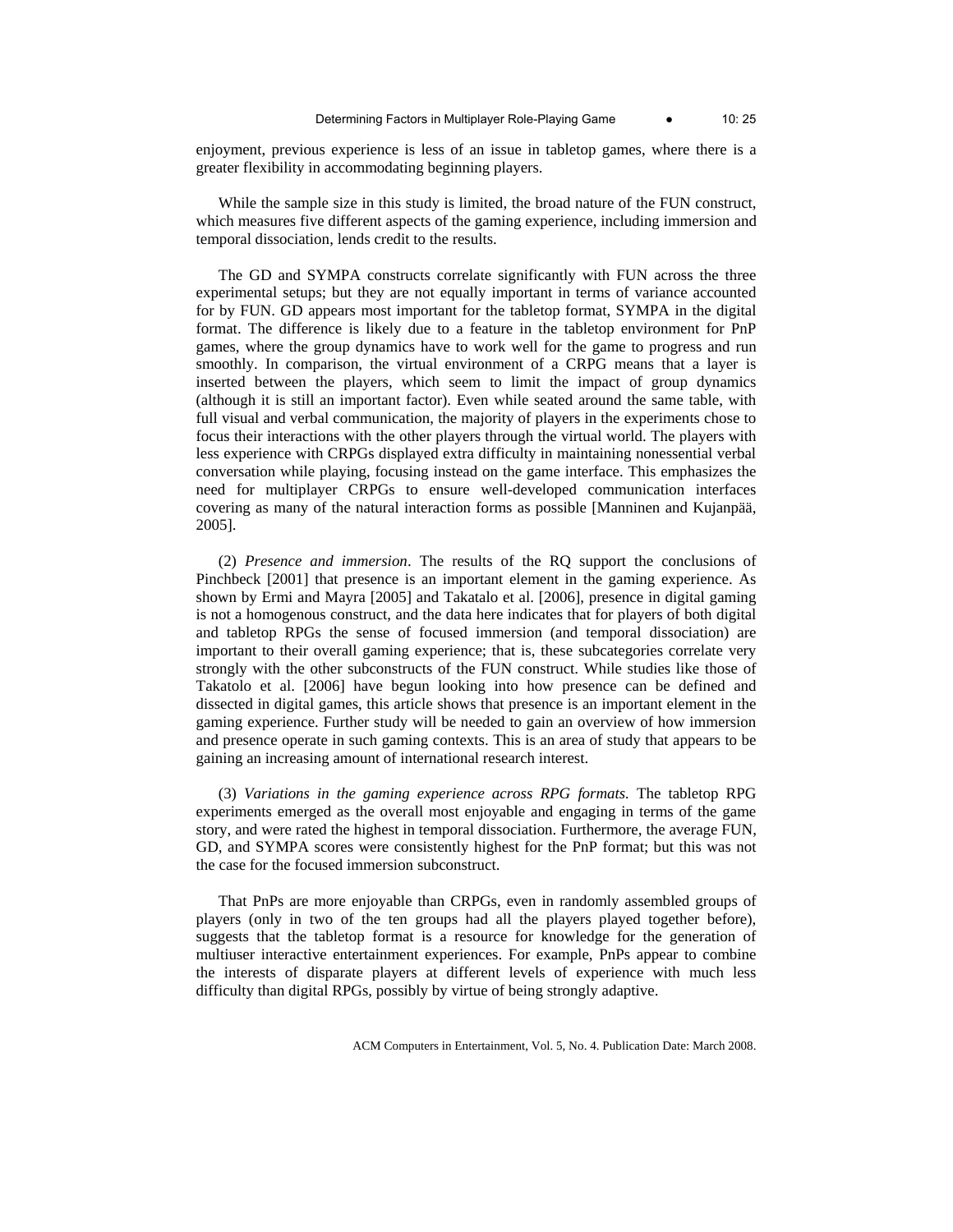enjoyment, previous experience is less of an issue in tabletop games, where there is a greater flexibility in accommodating beginning players.

While the sample size in this study is limited, the broad nature of the FUN construct, which measures five different aspects of the gaming experience, including immersion and temporal dissociation, lends credit to the results.

The GD and SYMPA constructs correlate significantly with FUN across the three experimental setups; but they are not equally important in terms of variance accounted for by FUN. GD appears most important for the tabletop format, SYMPA in the digital format. The difference is likely due to a feature in the tabletop environment for PnP games, where the group dynamics have to work well for the game to progress and run smoothly. In comparison, the virtual environment of a CRPG means that a layer is inserted between the players, which seem to limit the impact of group dynamics (although it is still an important factor). Even while seated around the same table, with full visual and verbal communication, the majority of players in the experiments chose to focus their interactions with the other players through the virtual world. The players with less experience with CRPGs displayed extra difficulty in maintaining nonessential verbal conversation while playing, focusing instead on the game interface. This emphasizes the need for multiplayer CRPGs to ensure well-developed communication interfaces covering as many of the natural interaction forms as possible [Manninen and Kujanpää, 2005].

(2) *Presence and immersion*. The results of the RQ support the conclusions of Pinchbeck [2001] that presence is an important element in the gaming experience. As shown by Ermi and Mayra [2005] and Takatalo et al. [2006], presence in digital gaming is not a homogenous construct, and the data here indicates that for players of both digital and tabletop RPGs the sense of focused immersion (and temporal dissociation) are important to their overall gaming experience; that is, these subcategories correlate very strongly with the other subconstructs of the FUN construct. While studies like those of Takatolo et al. [2006] have begun looking into how presence can be defined and dissected in digital games, this article shows that presence is an important element in the gaming experience. Further study will be needed to gain an overview of how immersion and presence operate in such gaming contexts. This is an area of study that appears to be gaining an increasing amount of international research interest.

(3) *Variations in the gaming experience across RPG formats.* The tabletop RPG experiments emerged as the overall most enjoyable and engaging in terms of the game story, and were rated the highest in temporal dissociation. Furthermore, the average FUN, GD, and SYMPA scores were consistently highest for the PnP format; but this was not the case for the focused immersion subconstruct.

That PnPs are more enjoyable than CRPGs, even in randomly assembled groups of players (only in two of the ten groups had all the players played together before), suggests that the tabletop format is a resource for knowledge for the generation of multiuser interactive entertainment experiences. For example, PnPs appear to combine the interests of disparate players at different levels of experience with much less difficulty than digital RPGs, possibly by virtue of being strongly adaptive.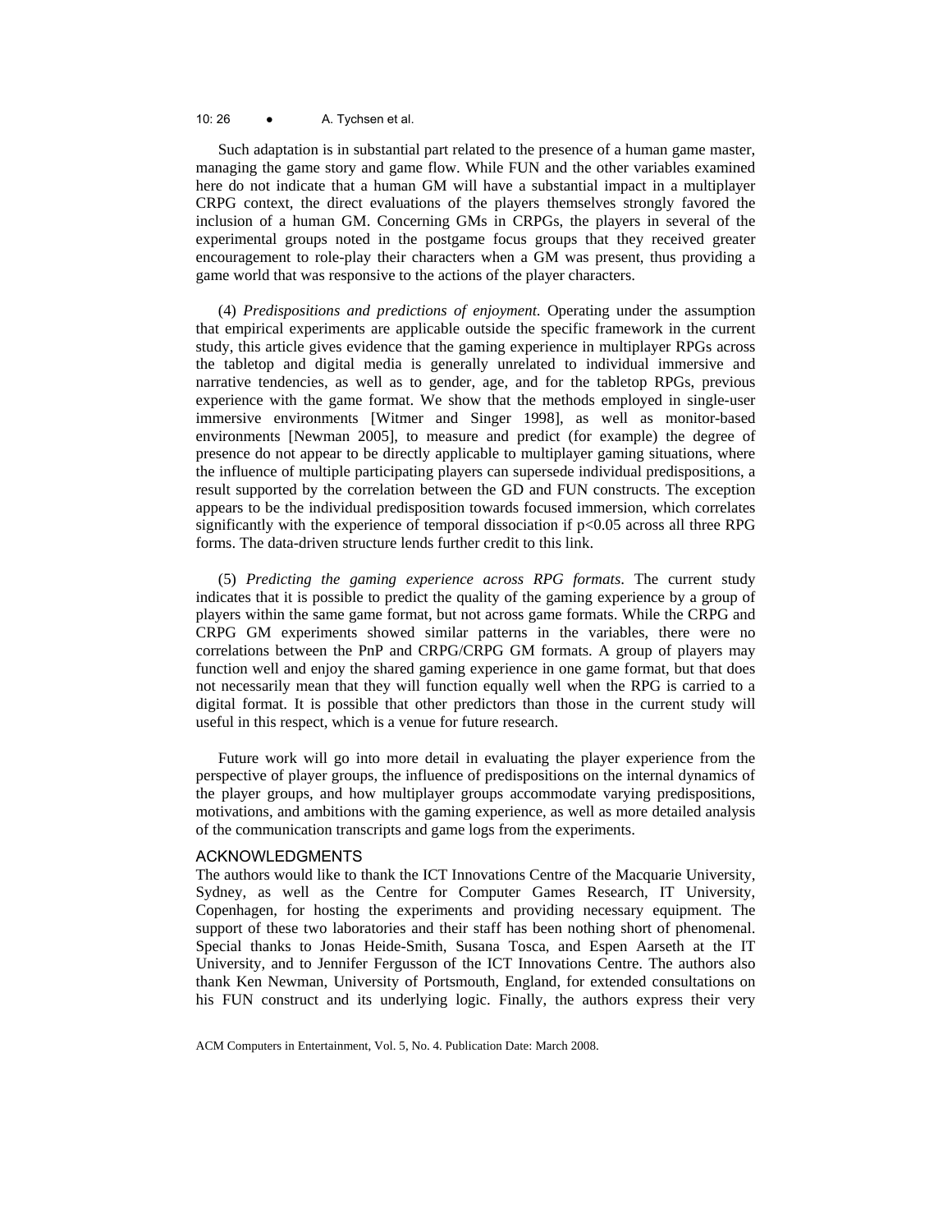Such adaptation is in substantial part related to the presence of a human game master, managing the game story and game flow. While FUN and the other variables examined here do not indicate that a human GM will have a substantial impact in a multiplayer CRPG context, the direct evaluations of the players themselves strongly favored the inclusion of a human GM. Concerning GMs in CRPGs, the players in several of the experimental groups noted in the postgame focus groups that they received greater encouragement to role-play their characters when a GM was present, thus providing a game world that was responsive to the actions of the player characters.

(4) *Predispositions and predictions of enjoyment*. Operating under the assumption that empirical experiments are applicable outside the specific framework in the current study, this article gives evidence that the gaming experience in multiplayer RPGs across the tabletop and digital media is generally unrelated to individual immersive and narrative tendencies, as well as to gender, age, and for the tabletop RPGs, previous experience with the game format. We show that the methods employed in single-user immersive environments [Witmer and Singer 1998], as well as monitor-based environments [Newman 2005], to measure and predict (for example) the degree of presence do not appear to be directly applicable to multiplayer gaming situations, where the influence of multiple participating players can supersede individual predispositions, a result supported by the correlation between the GD and FUN constructs. The exception appears to be the individual predisposition towards focused immersion, which correlates significantly with the experience of temporal dissociation if $p<0.05$ across all three RPG forms. The data-driven structure lends further credit to this link.

(5) *Predicting the gaming experience across RPG formats*. The current study indicates that it is possible to predict the quality of the gaming experience by a group of players within the same game format, but not across game formats. While the CRPG and CRPG GM experiments showed similar patterns in the variables, there were no correlations between the PnP and CRPG/CRPG GM formats. A group of players may function well and enjoy the shared gaming experience in one game format, but that does not necessarily mean that they will function equally well when the RPG is carried to a digital format. It is possible that other predictors than those in the current study will useful in this respect, which is a venue for future research.

Future work will go into more detail in evaluating the player experience from the perspective of player groups, the influence of predispositions on the internal dynamics of the player groups, and how multiplayer groups accommodate varying predispositions, motivations, and ambitions with the gaming experience, as well as more detailed analysis of the communication transcripts and game logs from the experiments.

## ACKNOWLEDGMENTS

The authors would like to thank the ICT Innovations Centre of the Macquarie University, Sydney, as well as the Centre for Computer Games Research, IT University, Copenhagen, for hosting the experiments and providing necessary equipment. The support of these two laboratories and their staff has been nothing short of phenomenal. Special thanks to Jonas Heide-Smith, Susana Tosca, and Espen Aarseth at the IT University, and to Jennifer Fergusson of the ICT Innovations Centre. The authors also thank Ken Newman, University of Portsmouth, England, for extended consultations on his FUN construct and its underlying logic. Finally, the authors express their very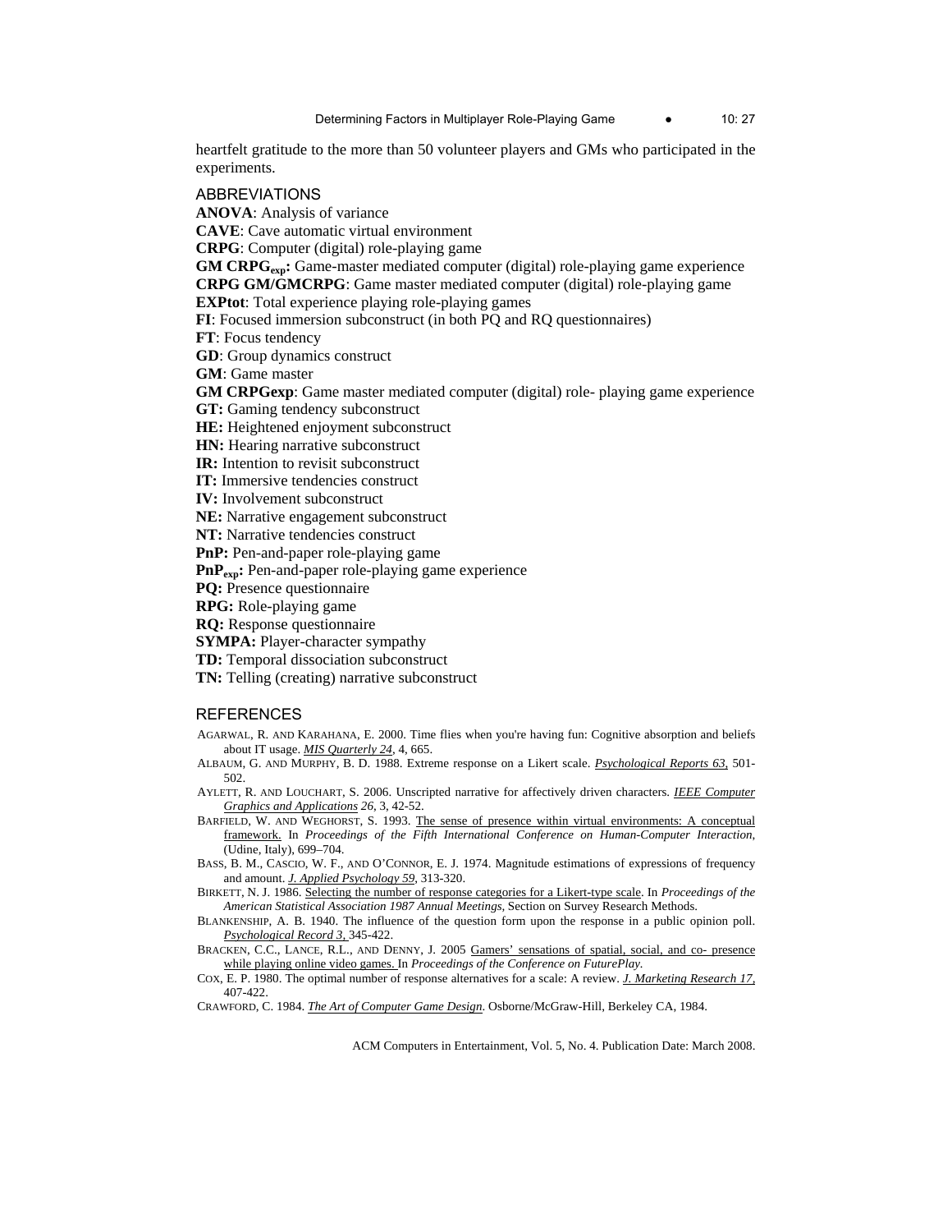heartfelt gratitude to the more than 50 volunteer players and GMs who participated in the experiments.

## ABBREVIATIONS

**ANOVA**: Analysis of variance
**CAVE**: Cave automatic virtual environment
**CRPG**: Computer (digital) role-playing game
**GM $CRPG_{exp}$:** Game-master mediated computer (digital) role-playing game experience
**CRPG GM/GMCRPG**: Game master mediated computer (digital) role-playing game
**EXPtot**: Total experience playing role-playing games
**FI**: Focused immersion subconstruct (in both PQ and RQ questionnaires)
**FT**: Focus tendency
**GD**: Group dynamics construct
**GM**: Game master
**GM CRPGexp**: Game master mediated computer (digital) role- playing game experience
**GT:** Gaming tendency subconstruct
**HE:** Heightened enjoyment subconstruct
**HN:** Hearing narrative subconstruct
**IR:** Intention to revisit subconstruct
**IT:** Immersive tendencies construct
**IV:** Involvement subconstruct
**NE:** Narrative engagement subconstruct
**NT:** Narrative tendencies construct
**PnP:** Pen-and-paper role-playing game
**$PnP_{exp}$:** Pen-and-paper role-playing game experience
**PQ:** Presence questionnaire
**RPG:** Role-playing game
**RQ:** Response questionnaire
**SYMPA:** Player-character sympathy
**TD:** Temporal dissociation subconstruct
**TN:** Telling (creating) narrative subconstruct

## REFERENCES

AGARWAL, R. AND KARAHANA, E. 2000. Time flies when you're having fun: Cognitive absorption and beliefs about IT usage. *MIS Quarterly 24*, 4, 665.

ALBAUM, G. AND MURPHY, B. D. 1988. Extreme response on a Likert scale. *Psychological Reports 63*, 501-502.

AYLETT, R. AND LOUCHART, S. 2006. Unscripted narrative for affectively driven characters. *IEEE Computer Graphics and Applications 26*, 3, 42-52.

BARFIELD, W. AND WEGHORST, S. 1993. The sense of presence within virtual environments: A conceptual framework. In *Proceedings of the Fifth International Conference on Human-Computer Interaction*, (Udine, Italy), 699–704.

BASS, B. M., CASCIO, W. F., AND O'CONNOR, E. J. 1974. Magnitude estimations of expressions of frequency and amount. *J. Applied Psychology 59*, 313-320.

BIRKETT, N. J. 1986. Selecting the number of response categories for a Likert-type scale. In *Proceedings of the American Statistical Association 1987 Annual Meetings*, Section on Survey Research Methods.

BLANKENSHIP, A. B. 1940. The influence of the question form upon the response in a public opinion poll. *Psychological Record 3*, 345-422.

BRACKEN, C.C., LANCE, R.L., AND DENNY, J. 2005 Gamers' sensations of spatial, social, and co- presence while playing online video games. In *Proceedings of the Conference on FuturePlay*.

COX, E. P. 1980. The optimal number of response alternatives for a scale: A review. *J. Marketing Research 17*, 407-422.

CRAWFORD, C. 1984. *The Art of Computer Game Design*. Osborne/McGraw-Hill, Berkeley CA, 1984.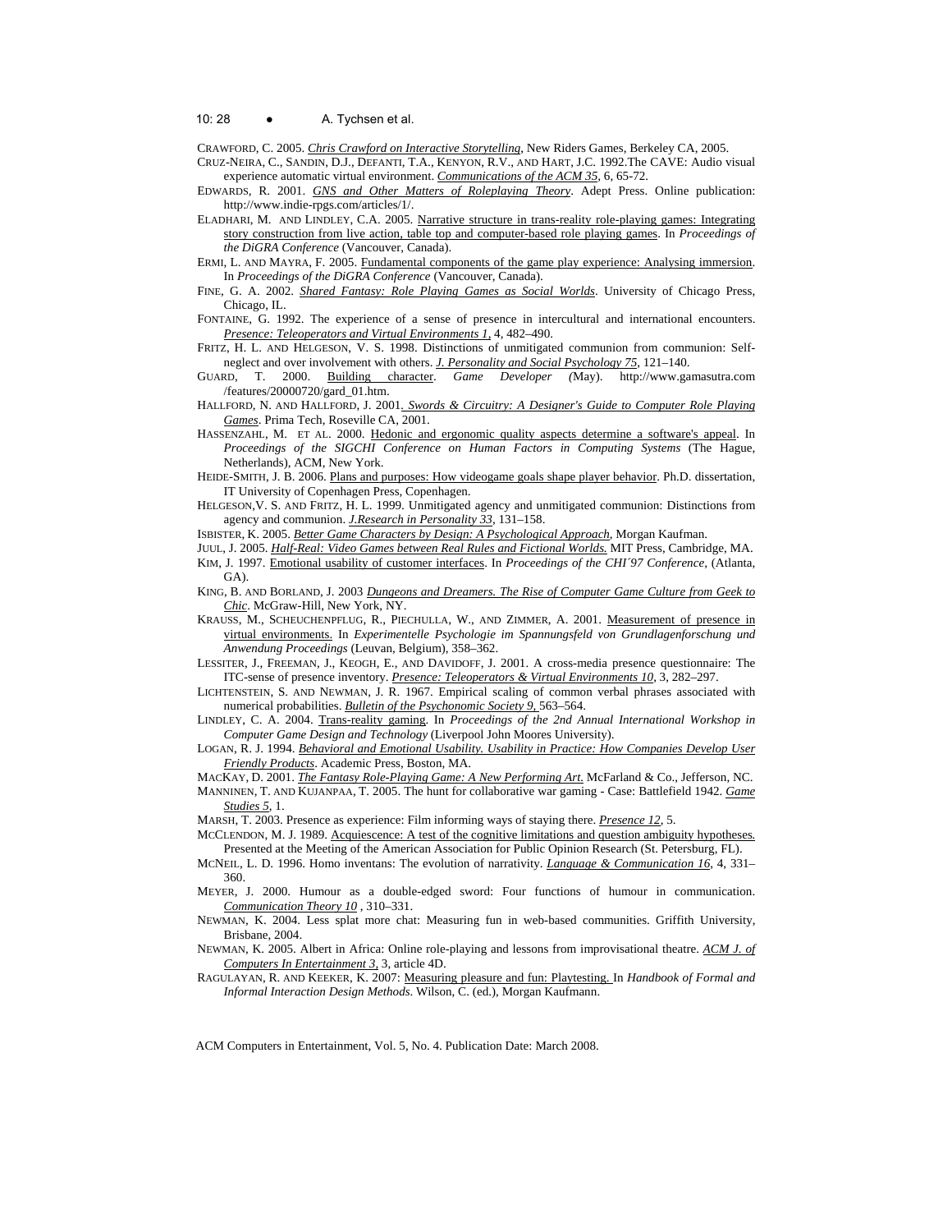CRAWFORD, C. 2005. *Chris Crawford on Interactive Storytelling*, New Riders Games, Berkeley CA, 2005.

CRUZ-NEIRA, C., SANDIN, D.J., DEFANTI, T.A., KENYON, R.V., AND HART, J.C. 1992.The CAVE: Audio visual experience automatic virtual environment. *Communications of the ACM 35*, 6, 65-72.

EDWARDS, R. 2001. *GNS and Other Matters of Roleplaying Theory*. Adept Press. Online publication: http://www.indie-rpgs.com/articles/1/.

ELADHARI, M. AND LINDLEY, C.A. 2005. Narrative structure in trans-reality role-playing games: Integrating story construction from live action, table top and computer-based role playing games. In *Proceedings of the DiGRA Conference* (Vancouver, Canada).

ERMI, L. AND MAYRA, F. 2005. Fundamental components of the game play experience: Analysing immersion. In *Proceedings of the DiGRA Conference* (Vancouver, Canada).

FINE, G. A. 2002. *Shared Fantasy: Role Playing Games as Social Worlds*. University of Chicago Press, Chicago, IL.

FONTAINE, G. 1992. The experience of a sense of presence in intercultural and international encounters. *Presence: Teleoperators and Virtual Environments 1*, 4, 482–490.

FRITZ, H. L. AND HELGESON, V. S. 1998. Distinctions of unmitigated communion from communion: Self-neglect and over involvement with others. *J. Personality and Social Psychology 75*, 121–140.

GUARD, T. 2000. Building character. *Game Developer (*May). http://www.gamasutra.com /features/20000720/gard_01.htm.

HALLFORD, N. AND HALLFORD, J. 2001. *Swords & Circuitry: A Designer's Guide to Computer Role Playing Games*. Prima Tech, Roseville CA, 2001.

HASSENZAHL, M. ET AL. 2000. Hedonic and ergonomic quality aspects determine a software's appeal. In *Proceedings of the SIGCHI Conference on Human Factors in Computing Systems* (The Hague, Netherlands), ACM, New York.

HEIDE-SMITH, J. B. 2006. Plans and purposes: How videogame goals shape player behavior. Ph.D. dissertation, IT University of Copenhagen Press, Copenhagen.

HELGESON,V. S. AND FRITZ, H. L. 1999. Unmitigated agency and unmitigated communion: Distinctions from agency and communion. *J.Research in Personality 33*, 131–158.

ISBISTER, K. 2005. *Better Game Characters by Design: A Psychological Approach*, Morgan Kaufman.

JUUL, J. 2005. *Half-Real: Video Games between Real Rules and Fictional Worlds.* MIT Press, Cambridge, MA.

KIM, J. 1997. Emotional usability of customer interfaces. In *Proceedings of the CHI´97 Conference*, (Atlanta, GA).

KING, B. AND BORLAND, J. 2003 *Dungeons and Dreamers. The Rise of Computer Game Culture from Geek to Chic*. McGraw-Hill, New York, NY.

KRAUSS, M., SCHEUCHENPFLUG, R., PIECHULLA, W., AND ZIMMER, A. 2001. Measurement of presence in virtual environments. In *Experimentelle Psychologie im Spannungsfeld von Grundlagenforschung und Anwendung Proceedings* (Leuvan, Belgium), 358–362.

LESSITER, J., FREEMAN, J., KEOGH, E., AND DAVIDOFF, J. 2001. A cross-media presence questionnaire: The ITC-sense of presence inventory. *Presence: Teleoperators & Virtual Environments 10*, 3, 282–297.

LICHTENSTEIN, S. AND NEWMAN, J. R. 1967. Empirical scaling of common verbal phrases associated with numerical probabilities. *Bulletin of the Psychonomic Society 9,* 563–564.

LINDLEY, C. A. 2004. Trans-reality gaming. In *Proceedings of the 2nd Annual International Workshop in Computer Game Design and Technology* (Liverpool John Moores University).

LOGAN, R. J. 1994. *Behavioral and Emotional Usability. Usability in Practice: How Companies Develop User Friendly Products*. Academic Press, Boston, MA.

MACKAY, D. 2001. *The Fantasy Role-Playing Game: A New Performing Art.* McFarland & Co., Jefferson, NC.

MANNINEN, T. AND KUJANPAA, T. 2005. The hunt for collaborative war gaming - Case: Battlefield 1942. *Game Studies 5*, 1.

MARSH, T. 2003. Presence as experience: Film informing ways of staying there. *Presence 12*, 5.

MCCLENDON, M. J. 1989. Acquiescence: A test of the cognitive limitations and question ambiguity hypotheses. Presented at the Meeting of the American Association for Public Opinion Research (St. Petersburg, FL).

MCNEIL, L. D. 1996. Homo inventans: The evolution of narrativity. *Language & Communication 16*, 4, 331–360.

MEYER, J. 2000. Humour as a double-edged sword: Four functions of humour in communication. *Communication Theory 10* , 310–331.

NEWMAN, K. 2004. Less splat more chat: Measuring fun in web-based communities. Griffith University, Brisbane, 2004.

NEWMAN, K. 2005. Albert in Africa: Online role-playing and lessons from improvisational theatre. *ACM J. of Computers In Entertainment 3*, 3, article 4D.

RAGULAYAN, R. AND KEEKER, K. 2007: Measuring pleasure and fun: Playtesting. In *Handbook of Formal and Informal Interaction Design Methods*. Wilson, C. (ed.), Morgan Kaufmann.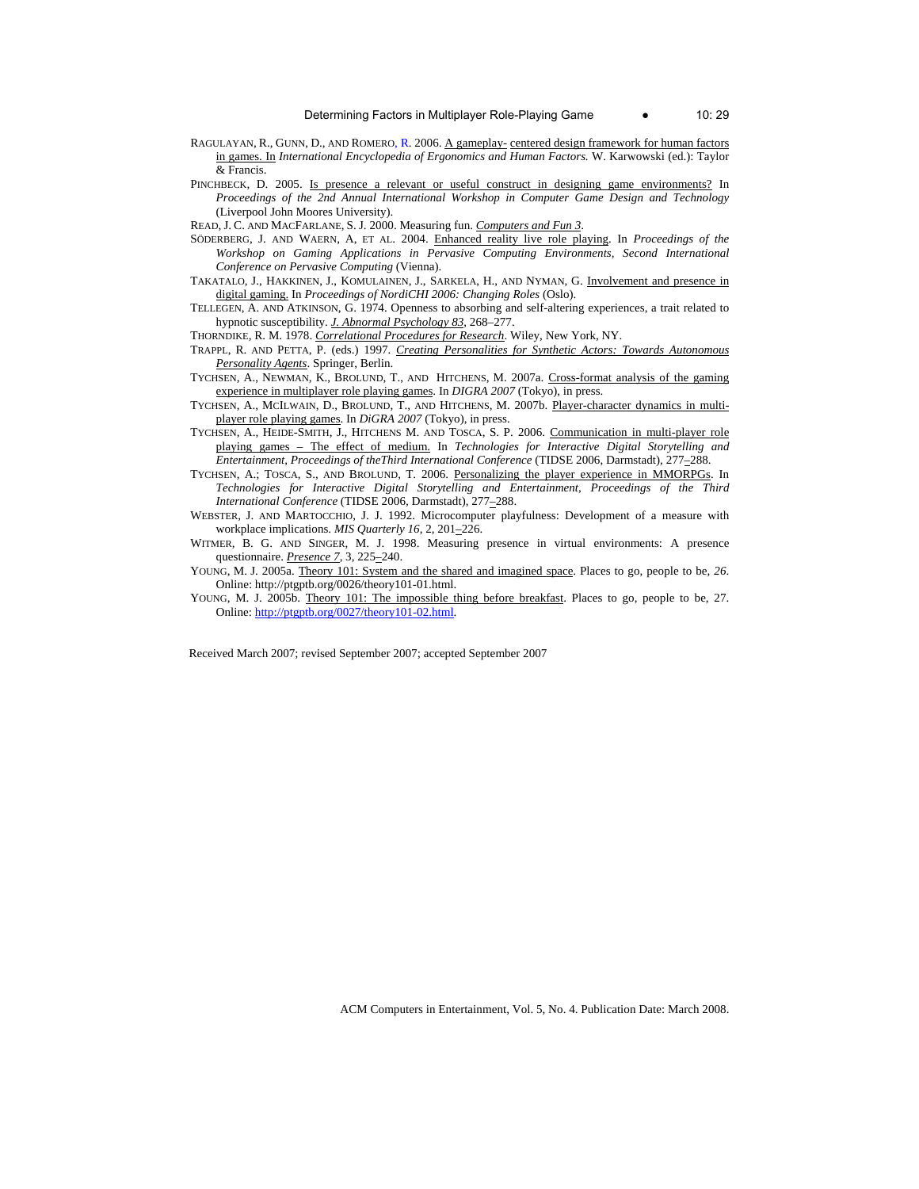RAGULAYAN, R., GUNN, D., AND ROMERO, R. 2006. A gameplay- centered design framework for human factors in games. In *International Encyclopedia of Ergonomics and Human Factors.* W. Karwowski (ed.): Taylor & Francis.

PINCHBECK, D. 2005. Is presence a relevant or useful construct in designing game environments? In *Proceedings of the 2nd Annual International Workshop in Computer Game Design and Technology* (Liverpool John Moores University).

READ, J. C. AND MACFARLANE, S. J. 2000. Measuring fun. *Computers and Fun 3*.

SÖDERBERG, J. AND WAERN, A, ET AL. 2004. Enhanced reality live role playing. In *Proceedings of the Workshop on Gaming Applications in Pervasive Computing Environments, Second International Conference on Pervasive Computing* (Vienna).

TAKATALO, J., HAKKINEN, J., KOMULAINEN, J., SARKELA, H., AND NYMAN, G. Involvement and presence in digital gaming. In *Proceedings of NordiCHI 2006: Changing Roles* (Oslo).

TELLEGEN, A. AND ATKINSON, G. 1974. Openness to absorbing and self-altering experiences, a trait related to hypnotic susceptibility. *J. Abnormal Psychology 83*, 268–277.

THORNDIKE, R. M. 1978. *Correlational Procedures for Research*. Wiley, New York, NY.

TRAPPL, R. AND PETTA, P. (eds.) 1997. *Creating Personalities for Synthetic Actors: Towards Autonomous Personality Agents*. Springer, Berlin.

TYCHSEN, A., NEWMAN, K., BROLUND, T., AND HITCHENS, M. 2007a. Cross-format analysis of the gaming experience in multiplayer role playing games. In *DIGRA 2007* (Tokyo), in press.

TYCHSEN, A., MCILWAIN, D., BROLUND, T., AND HITCHENS, M. 2007b. Player-character dynamics in multi-player role playing games. In *DiGRA 2007* (Tokyo), in press.

TYCHSEN, A., HEIDE-SMITH, J., HITCHENS M. AND TOSCA, S. P. 2006. Communication in multi-player role playing games – The effect of medium. In *Technologies for Interactive Digital Storytelling and Entertainment, Proceedings of theThird International Conference* (TIDSE 2006, Darmstadt), 277–288.

TYCHSEN, A.; TOSCA, S., AND BROLUND, T. 2006. Personalizing the player experience in MMORPGs. In *Technologies for Interactive Digital Storytelling and Entertainment, Proceedings of the Third International Conference* (TIDSE 2006, Darmstadt), 277–288.

WEBSTER, J. AND MARTOCCHIO, J. J. 1992. Microcomputer playfulness: Development of a measure with workplace implications. *MIS Quarterly 16*, 2, 201–226.

WITMER, B. G. AND SINGER, M. J. 1998. Measuring presence in virtual environments: A presence questionnaire. *Presence 7*, 3, 225–240.

YOUNG, M. J. 2005a. Theory 101: System and the shared and imagined space. Places to go, people to be, *26*. Online: http://ptgptb.org/0026/theory101-01.html.

YOUNG, M. J. 2005b. Theory 101: The impossible thing before breakfast. Places to go, people to be, 27. Online: http://ptgptb.org/0027/theory101-02.html.

Received March 2007; revised September 2007; accepted September 2007